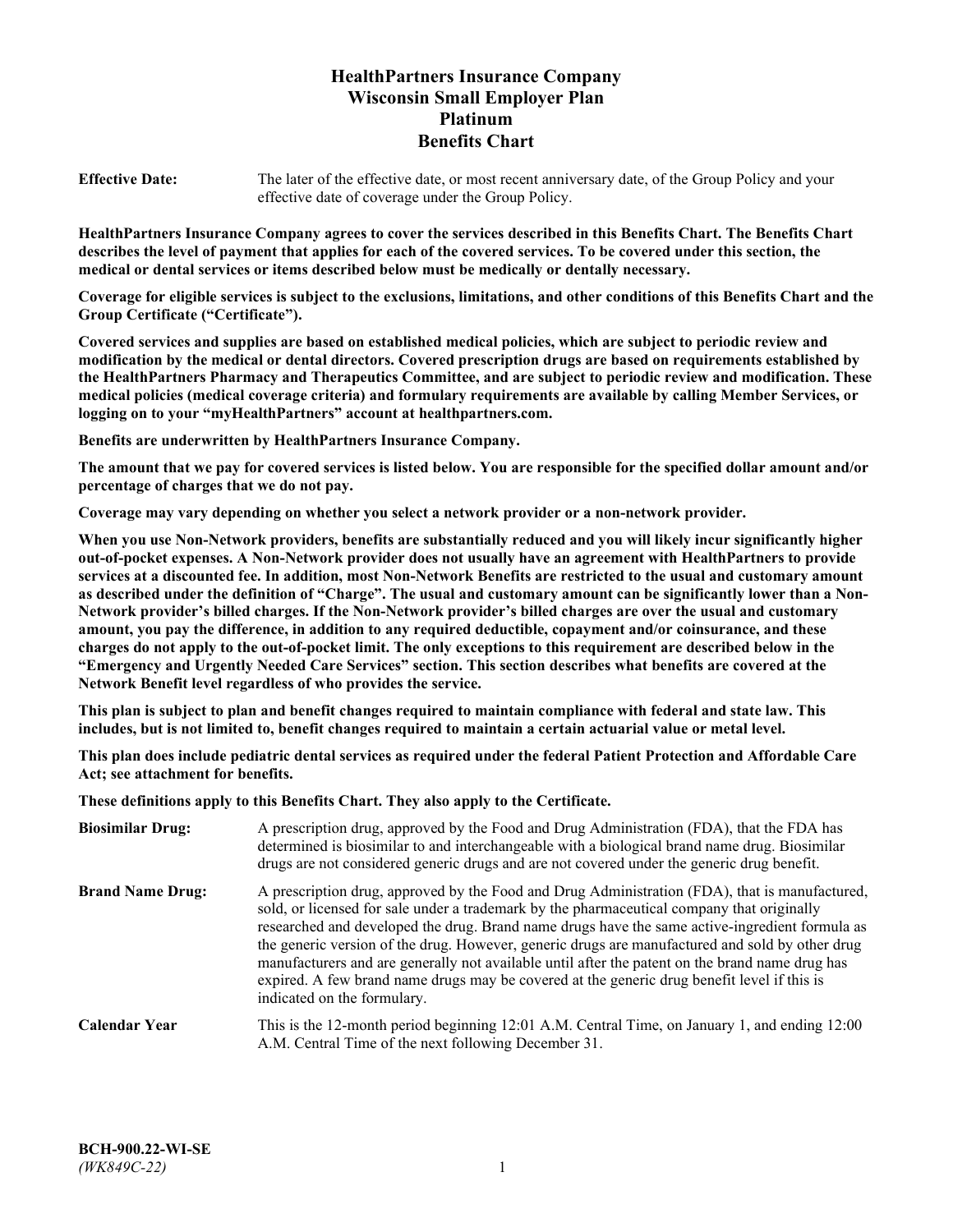# HealthPartners Insurance Company
# Wisconsin Small Employer Plan
# Platinum
# Benefits Chart

**Effective Date:** The later of the effective date, or most recent anniversary date, of the Group Policy and your effective date of coverage under the Group Policy.

**HealthPartners Insurance Company agrees to cover the services described in this Benefits Chart. The Benefits Chart describes the level of payment that applies for each of the covered services. To be covered under this section, the medical or dental services or items described below must be medically or dentally necessary.**

**Coverage for eligible services is subject to the exclusions, limitations, and other conditions of this Benefits Chart and the Group Certificate ("Certificate").**

**Covered services and supplies are based on established medical policies, which are subject to periodic review and modification by the medical or dental directors. Covered prescription drugs are based on requirements established by the HealthPartners Pharmacy and Therapeutics Committee, and are subject to periodic review and modification. These medical policies (medical coverage criteria) and formulary requirements are available by calling Member Services, or logging on to your "myHealthPartners" account at healthpartners.com.**

**Benefits are underwritten by HealthPartners Insurance Company.**

**The amount that we pay for covered services is listed below. You are responsible for the specified dollar amount and/or percentage of charges that we do not pay.**

**Coverage may vary depending on whether you select a network provider or a non-network provider.**

**When you use Non-Network providers, benefits are substantially reduced and you will likely incur significantly higher out-of-pocket expenses. A Non-Network provider does not usually have an agreement with HealthPartners to provide services at a discounted fee. In addition, most Non-Network Benefits are restricted to the usual and customary amount as described under the definition of "Charge". The usual and customary amount can be significantly lower than a Non-Network provider's billed charges. If the Non-Network provider's billed charges are over the usual and customary amount, you pay the difference, in addition to any required deductible, copayment and/or coinsurance, and these charges do not apply to the out-of-pocket limit. The only exceptions to this requirement are described below in the "Emergency and Urgently Needed Care Services" section. This section describes what benefits are covered at the Network Benefit level regardless of who provides the service.**

**This plan is subject to plan and benefit changes required to maintain compliance with federal and state law. This includes, but is not limited to, benefit changes required to maintain a certain actuarial value or metal level.**

**This plan does include pediatric dental services as required under the federal Patient Protection and Affordable Care Act; see attachment for benefits.**

**These definitions apply to this Benefits Chart. They also apply to the Certificate.**

**Biosimilar Drug:** A prescription drug, approved by the Food and Drug Administration (FDA), that the FDA has determined is biosimilar to and interchangeable with a biological brand name drug. Biosimilar drugs are not considered generic drugs and are not covered under the generic drug benefit.

**Brand Name Drug:** A prescription drug, approved by the Food and Drug Administration (FDA), that is manufactured, sold, or licensed for sale under a trademark by the pharmaceutical company that originally researched and developed the drug. Brand name drugs have the same active-ingredient formula as the generic version of the drug. However, generic drugs are manufactured and sold by other drug manufacturers and are generally not available until after the patent on the brand name drug has expired. A few brand name drugs may be covered at the generic drug benefit level if this is indicated on the formulary.

**Calendar Year** This is the 12-month period beginning 12:01 A.M. Central Time, on January 1, and ending 12:00 A.M. Central Time of the next following December 31.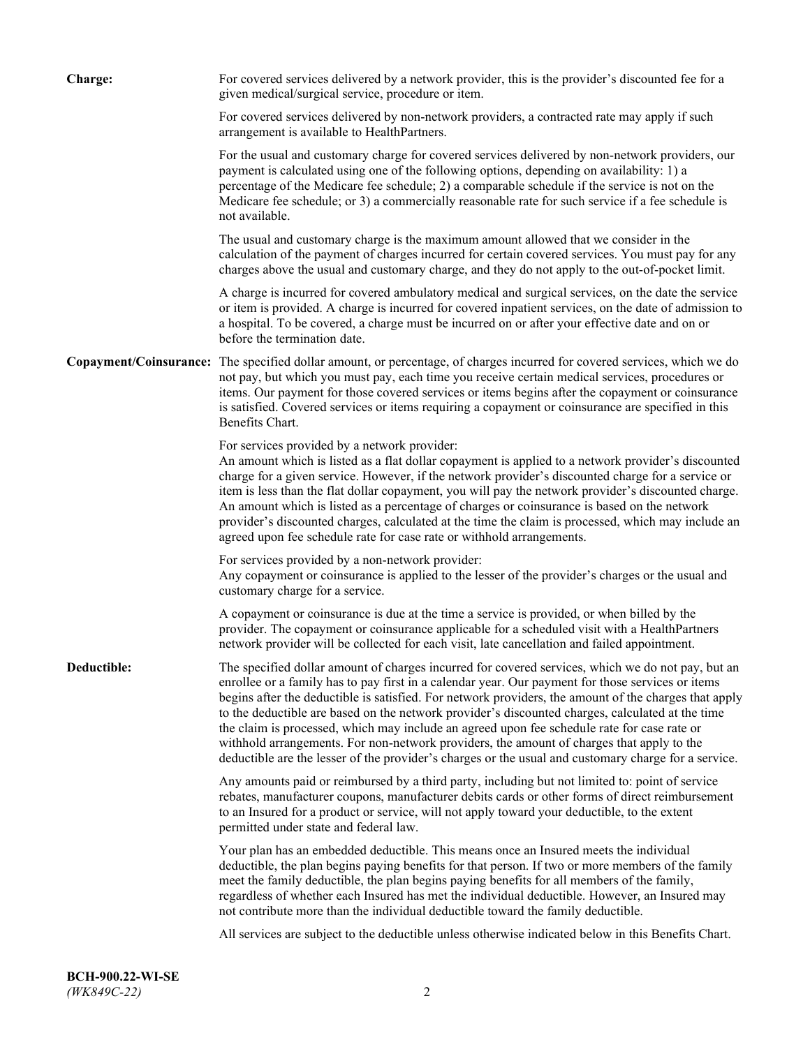**Charge:** For covered services delivered by a network provider, this is the provider's discounted fee for a given medical/surgical service, procedure or item.

For covered services delivered by non-network providers, a contracted rate may apply if such arrangement is available to HealthPartners.

For the usual and customary charge for covered services delivered by non-network providers, our payment is calculated using one of the following options, depending on availability: 1) a percentage of the Medicare fee schedule; 2) a comparable schedule if the service is not on the Medicare fee schedule; or 3) a commercially reasonable rate for such service if a fee schedule is not available.

The usual and customary charge is the maximum amount allowed that we consider in the calculation of the payment of charges incurred for certain covered services. You must pay for any charges above the usual and customary charge, and they do not apply to the out-of-pocket limit.

A charge is incurred for covered ambulatory medical and surgical services, on the date the service or item is provided. A charge is incurred for covered inpatient services, on the date of admission to a hospital. To be covered, a charge must be incurred on or after your effective date and on or before the termination date.

**Copayment/Coinsurance:** The specified dollar amount, or percentage, of charges incurred for covered services, which we do not pay, but which you must pay, each time you receive certain medical services, procedures or items. Our payment for those covered services or items begins after the copayment or coinsurance is satisfied. Covered services or items requiring a copayment or coinsurance are specified in this Benefits Chart.

For services provided by a network provider:
An amount which is listed as a flat dollar copayment is applied to a network provider's discounted charge for a given service. However, if the network provider's discounted charge for a service or item is less than the flat dollar copayment, you will pay the network provider's discounted charge. An amount which is listed as a percentage of charges or coinsurance is based on the network provider's discounted charges, calculated at the time the claim is processed, which may include an agreed upon fee schedule rate for case rate or withhold arrangements.

For services provided by a non-network provider:
Any copayment or coinsurance is applied to the lesser of the provider's charges or the usual and customary charge for a service.

A copayment or coinsurance is due at the time a service is provided, or when billed by the provider. The copayment or coinsurance applicable for a scheduled visit with a HealthPartners network provider will be collected for each visit, late cancellation and failed appointment.

**Deductible:** The specified dollar amount of charges incurred for covered services, which we do not pay, but an enrollee or a family has to pay first in a calendar year. Our payment for those services or items begins after the deductible is satisfied. For network providers, the amount of the charges that apply to the deductible are based on the network provider's discounted charges, calculated at the time the claim is processed, which may include an agreed upon fee schedule rate for case rate or withhold arrangements. For non-network providers, the amount of charges that apply to the deductible are the lesser of the provider's charges or the usual and customary charge for a service.

Any amounts paid or reimbursed by a third party, including but not limited to: point of service rebates, manufacturer coupons, manufacturer debits cards or other forms of direct reimbursement to an Insured for a product or service, will not apply toward your deductible, to the extent permitted under state and federal law.

Your plan has an embedded deductible. This means once an Insured meets the individual deductible, the plan begins paying benefits for that person. If two or more members of the family meet the family deductible, the plan begins paying benefits for all members of the family, regardless of whether each Insured has met the individual deductible. However, an Insured may not contribute more than the individual deductible toward the family deductible.

All services are subject to the deductible unless otherwise indicated below in this Benefits Chart.

**BCH-900.22-WI-SE**
*(WK849C-22)*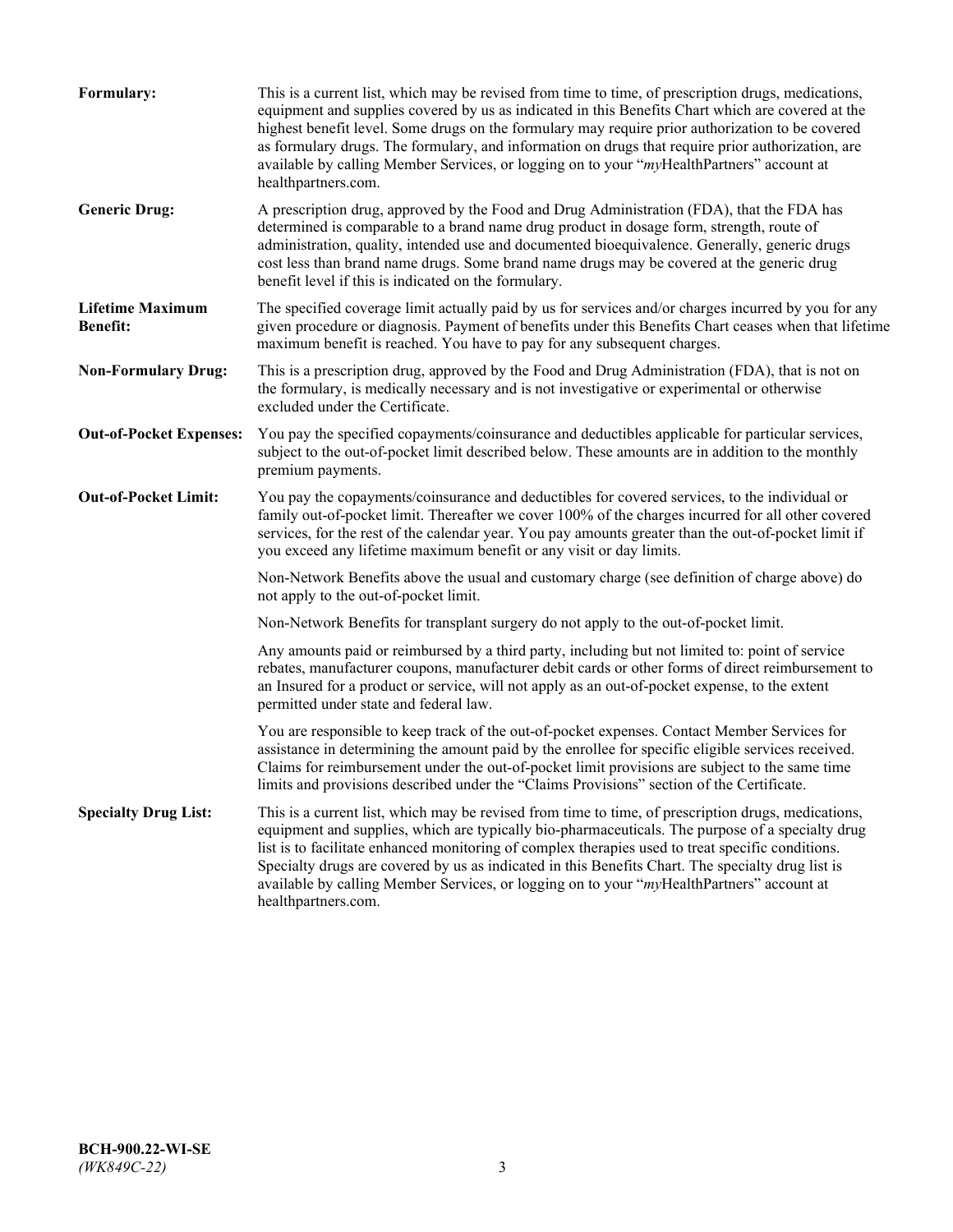**Formulary:** This is a current list, which may be revised from time to time, of prescription drugs, medications, equipment and supplies covered by us as indicated in this Benefits Chart which are covered at the highest benefit level. Some drugs on the formulary may require prior authorization to be covered as formulary drugs. The formulary, and information on drugs that require prior authorization, are available by calling Member Services, or logging on to your "*my*HealthPartners" account at healthpartners.com.

**Generic Drug:** A prescription drug, approved by the Food and Drug Administration (FDA), that the FDA has determined is comparable to a brand name drug product in dosage form, strength, route of administration, quality, intended use and documented bioequivalence. Generally, generic drugs cost less than brand name drugs. Some brand name drugs may be covered at the generic drug benefit level if this is indicated on the formulary.

**Lifetime Maximum Benefit:** The specified coverage limit actually paid by us for services and/or charges incurred by you for any given procedure or diagnosis. Payment of benefits under this Benefits Chart ceases when that lifetime maximum benefit is reached. You have to pay for any subsequent charges.

**Non-Formulary Drug:** This is a prescription drug, approved by the Food and Drug Administration (FDA), that is not on the formulary, is medically necessary and is not investigative or experimental or otherwise excluded under the Certificate.

**Out-of-Pocket Expenses:** You pay the specified copayments/coinsurance and deductibles applicable for particular services, subject to the out-of-pocket limit described below. These amounts are in addition to the monthly premium payments.

**Out-of-Pocket Limit:** You pay the copayments/coinsurance and deductibles for covered services, to the individual or family out-of-pocket limit. Thereafter we cover 100% of the charges incurred for all other covered services, for the rest of the calendar year. You pay amounts greater than the out-of-pocket limit if you exceed any lifetime maximum benefit or any visit or day limits.

Non-Network Benefits above the usual and customary charge (see definition of charge above) do not apply to the out-of-pocket limit.

Non-Network Benefits for transplant surgery do not apply to the out-of-pocket limit.

Any amounts paid or reimbursed by a third party, including but not limited to: point of service rebates, manufacturer coupons, manufacturer debit cards or other forms of direct reimbursement to an Insured for a product or service, will not apply as an out-of-pocket expense, to the extent permitted under state and federal law.

You are responsible to keep track of the out-of-pocket expenses. Contact Member Services for assistance in determining the amount paid by the enrollee for specific eligible services received. Claims for reimbursement under the out-of-pocket limit provisions are subject to the same time limits and provisions described under the "Claims Provisions" section of the Certificate.

**Specialty Drug List:** This is a current list, which may be revised from time to time, of prescription drugs, medications, equipment and supplies, which are typically bio-pharmaceuticals. The purpose of a specialty drug list is to facilitate enhanced monitoring of complex therapies used to treat specific conditions. Specialty drugs are covered by us as indicated in this Benefits Chart. The specialty drug list is available by calling Member Services, or logging on to your "*my*HealthPartners" account at healthpartners.com.

**BCH-900.22-WI-SE**
*(WK849C-22)*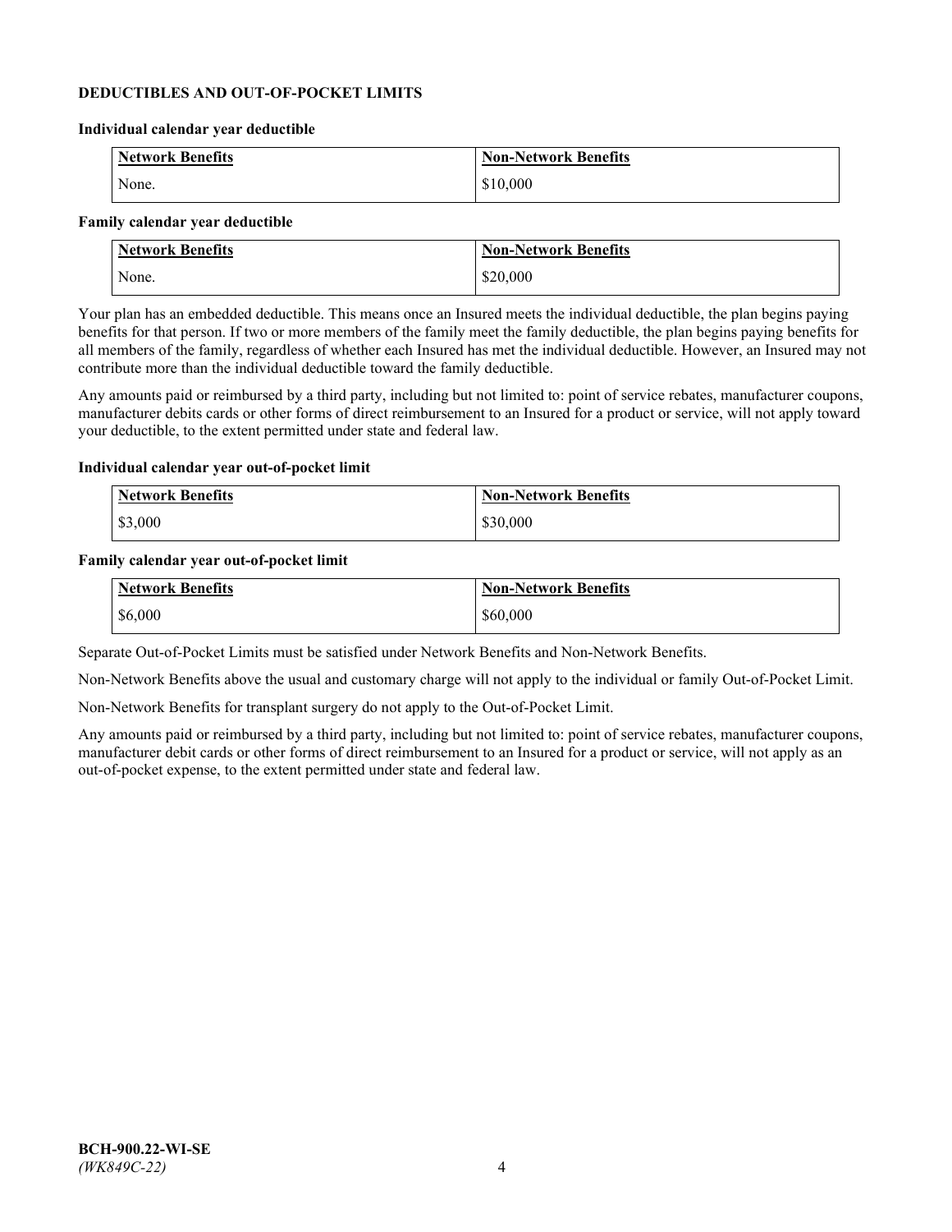## DEDUCTIBLES AND OUT-OF-POCKET LIMITS

**Individual calendar year deductible**

| Network Benefits | Non-Network Benefits |
|---|---|
| None. | $10,000 |

**Family calendar year deductible**

| Network Benefits | Non-Network Benefits |
|---|---|
| None. | $20,000 |

Your plan has an embedded deductible. This means once an Insured meets the individual deductible, the plan begins paying benefits for that person. If two or more members of the family meet the family deductible, the plan begins paying benefits for all members of the family, regardless of whether each Insured has met the individual deductible. However, an Insured may not contribute more than the individual deductible toward the family deductible.

Any amounts paid or reimbursed by a third party, including but not limited to: point of service rebates, manufacturer coupons, manufacturer debits cards or other forms of direct reimbursement to an Insured for a product or service, will not apply toward your deductible, to the extent permitted under state and federal law.

**Individual calendar year out-of-pocket limit**

| Network Benefits | Non-Network Benefits |
|---|---|
| $3,000 | $30,000 |

**Family calendar year out-of-pocket limit**

| Network Benefits | Non-Network Benefits |
|---|---|
| $6,000 | $60,000 |

Separate Out-of-Pocket Limits must be satisfied under Network Benefits and Non-Network Benefits.

Non-Network Benefits above the usual and customary charge will not apply to the individual or family Out-of-Pocket Limit.

Non-Network Benefits for transplant surgery do not apply to the Out-of-Pocket Limit.

Any amounts paid or reimbursed by a third party, including but not limited to: point of service rebates, manufacturer coupons, manufacturer debit cards or other forms of direct reimbursement to an Insured for a product or service, will not apply as an out-of-pocket expense, to the extent permitted under state and federal law.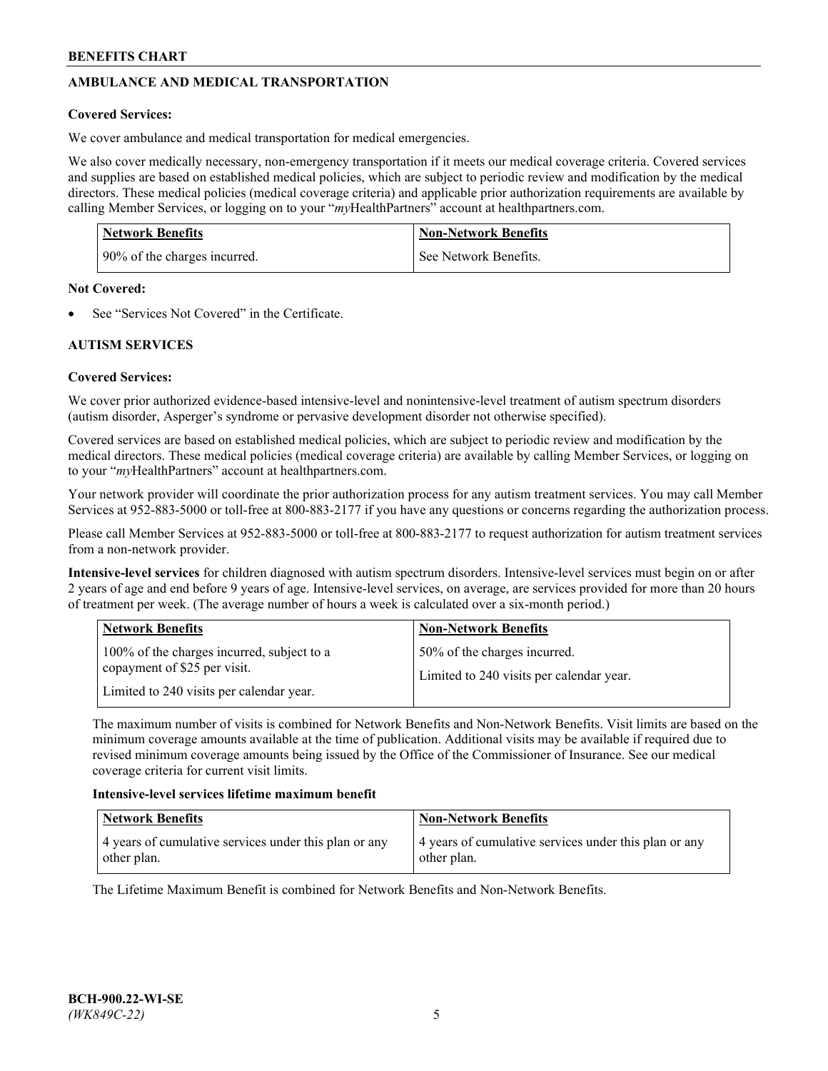## AMBULANCE AND MEDICAL TRANSPORTATION

**Covered Services:**

We cover ambulance and medical transportation for medical emergencies.

We also cover medically necessary, non-emergency transportation if it meets our medical coverage criteria. Covered services and supplies are based on established medical policies, which are subject to periodic review and modification by the medical directors. These medical policies (medical coverage criteria) and applicable prior authorization requirements are available by calling Member Services, or logging on to your "*my*HealthPartners" account at healthpartners.com.

| Network Benefits | Non-Network Benefits |
|---|---|
| 90% of the charges incurred. | See Network Benefits. |

**Not Covered:**

- See "Services Not Covered" in the Certificate.

## AUTISM SERVICES

**Covered Services:**

We cover prior authorized evidence-based intensive-level and nonintensive-level treatment of autism spectrum disorders (autism disorder, Asperger's syndrome or pervasive development disorder not otherwise specified).

Covered services are based on established medical policies, which are subject to periodic review and modification by the medical directors. These medical policies (medical coverage criteria) are available by calling Member Services, or logging on to your "*my*HealthPartners" account at healthpartners.com.

Your network provider will coordinate the prior authorization process for any autism treatment services. You may call Member Services at 952-883-5000 or toll-free at 800-883-2177 if you have any questions or concerns regarding the authorization process.

Please call Member Services at 952-883-5000 or toll-free at 800-883-2177 to request authorization for autism treatment services from a non-network provider.

**Intensive-level services** for children diagnosed with autism spectrum disorders. Intensive-level services must begin on or after 2 years of age and end before 9 years of age. Intensive-level services, on average, are services provided for more than 20 hours of treatment per week. (The average number of hours a week is calculated over a six-month period.)

| Network Benefits | Non-Network Benefits |
|---|---|
| 100% of the charges incurred, subject to a copayment of $25 per visit.<br>Limited to 240 visits per calendar year. | 50% of the charges incurred.<br>Limited to 240 visits per calendar year. |

The maximum number of visits is combined for Network Benefits and Non-Network Benefits. Visit limits are based on the minimum coverage amounts available at the time of publication. Additional visits may be available if required due to revised minimum coverage amounts being issued by the Office of the Commissioner of Insurance. See our medical coverage criteria for current visit limits.

**Intensive-level services lifetime maximum benefit**

| Network Benefits | Non-Network Benefits |
|---|---|
| 4 years of cumulative services under this plan or any other plan. | 4 years of cumulative services under this plan or any other plan. |

The Lifetime Maximum Benefit is combined for Network Benefits and Non-Network Benefits.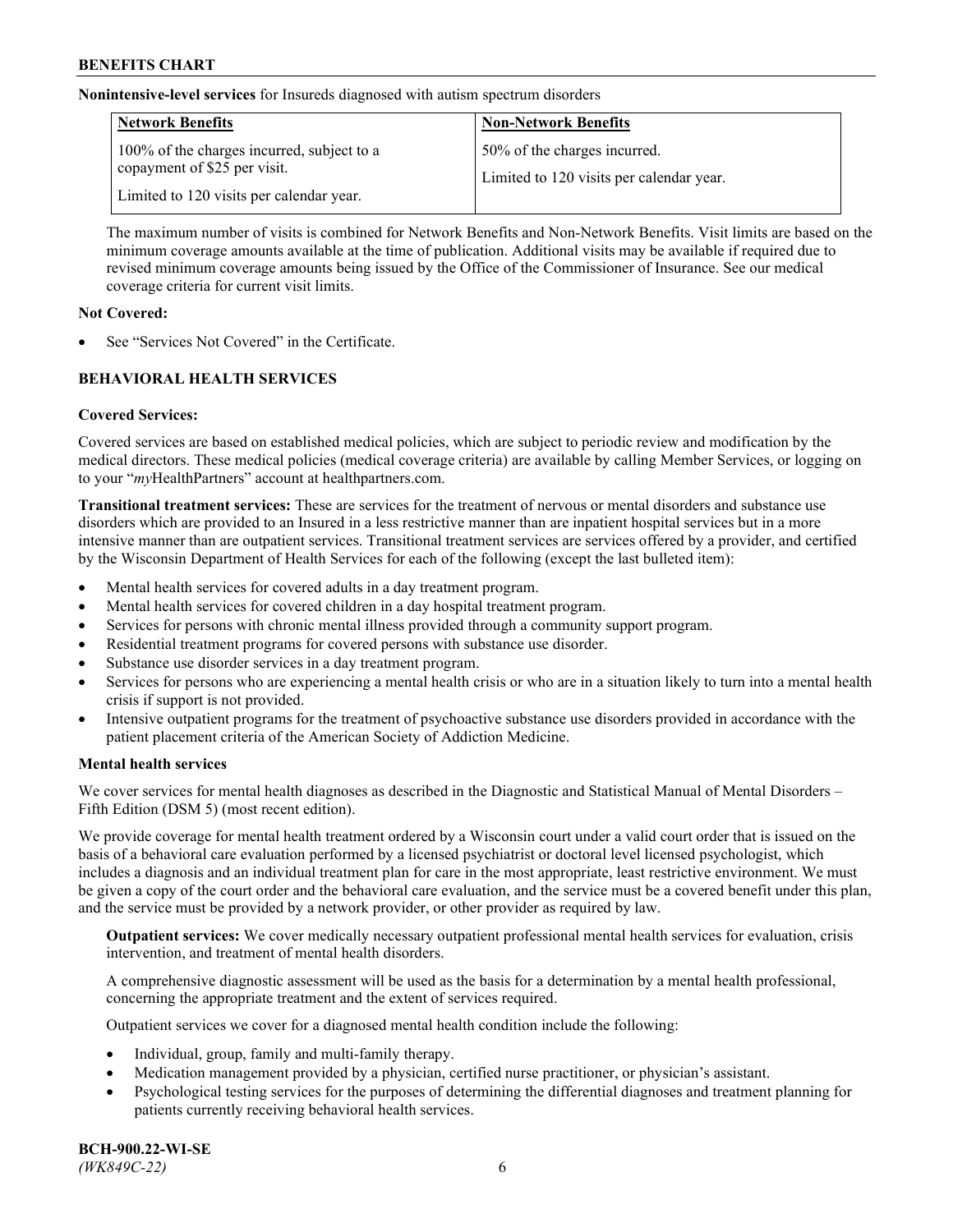**Nonintensive-level services** for Insureds diagnosed with autism spectrum disorders

| Network Benefits | Non-Network Benefits |
| --- | --- |
| 100% of the charges incurred, subject to a copayment of $25 per visit.<br><br>Limited to 120 visits per calendar year. | 50% of the charges incurred.<br><br>Limited to 120 visits per calendar year. |

The maximum number of visits is combined for Network Benefits and Non-Network Benefits. Visit limits are based on the minimum coverage amounts available at the time of publication. Additional visits may be available if required due to revised minimum coverage amounts being issued by the Office of the Commissioner of Insurance. See our medical coverage criteria for current visit limits.

**Not Covered:**

- See "Services Not Covered" in the Certificate.

## BEHAVIORAL HEALTH SERVICES

**Covered Services:**

Covered services are based on established medical policies, which are subject to periodic review and modification by the medical directors. These medical policies (medical coverage criteria) are available by calling Member Services, or logging on to your "*my*HealthPartners" account at healthpartners.com.

**Transitional treatment services:** These are services for the treatment of nervous or mental disorders and substance use disorders which are provided to an Insured in a less restrictive manner than are inpatient hospital services but in a more intensive manner than are outpatient services. Transitional treatment services are services offered by a provider, and certified by the Wisconsin Department of Health Services for each of the following (except the last bulleted item):

- Mental health services for covered adults in a day treatment program.
- Mental health services for covered children in a day hospital treatment program.
- Services for persons with chronic mental illness provided through a community support program.
- Residential treatment programs for covered persons with substance use disorder.
- Substance use disorder services in a day treatment program.
- Services for persons who are experiencing a mental health crisis or who are in a situation likely to turn into a mental health crisis if support is not provided.
- Intensive outpatient programs for the treatment of psychoactive substance use disorders provided in accordance with the patient placement criteria of the American Society of Addiction Medicine.

**Mental health services**

We cover services for mental health diagnoses as described in the Diagnostic and Statistical Manual of Mental Disorders – Fifth Edition (DSM 5) (most recent edition).

We provide coverage for mental health treatment ordered by a Wisconsin court under a valid court order that is issued on the basis of a behavioral care evaluation performed by a licensed psychiatrist or doctoral level licensed psychologist, which includes a diagnosis and an individual treatment plan for care in the most appropriate, least restrictive environment. We must be given a copy of the court order and the behavioral care evaluation, and the service must be a covered benefit under this plan, and the service must be provided by a network provider, or other provider as required by law.

**Outpatient services:** We cover medically necessary outpatient professional mental health services for evaluation, crisis intervention, and treatment of mental health disorders.

A comprehensive diagnostic assessment will be used as the basis for a determination by a mental health professional, concerning the appropriate treatment and the extent of services required.

Outpatient services we cover for a diagnosed mental health condition include the following:

- Individual, group, family and multi-family therapy.
- Medication management provided by a physician, certified nurse practitioner, or physician's assistant.
- Psychological testing services for the purposes of determining the differential diagnoses and treatment planning for patients currently receiving behavioral health services.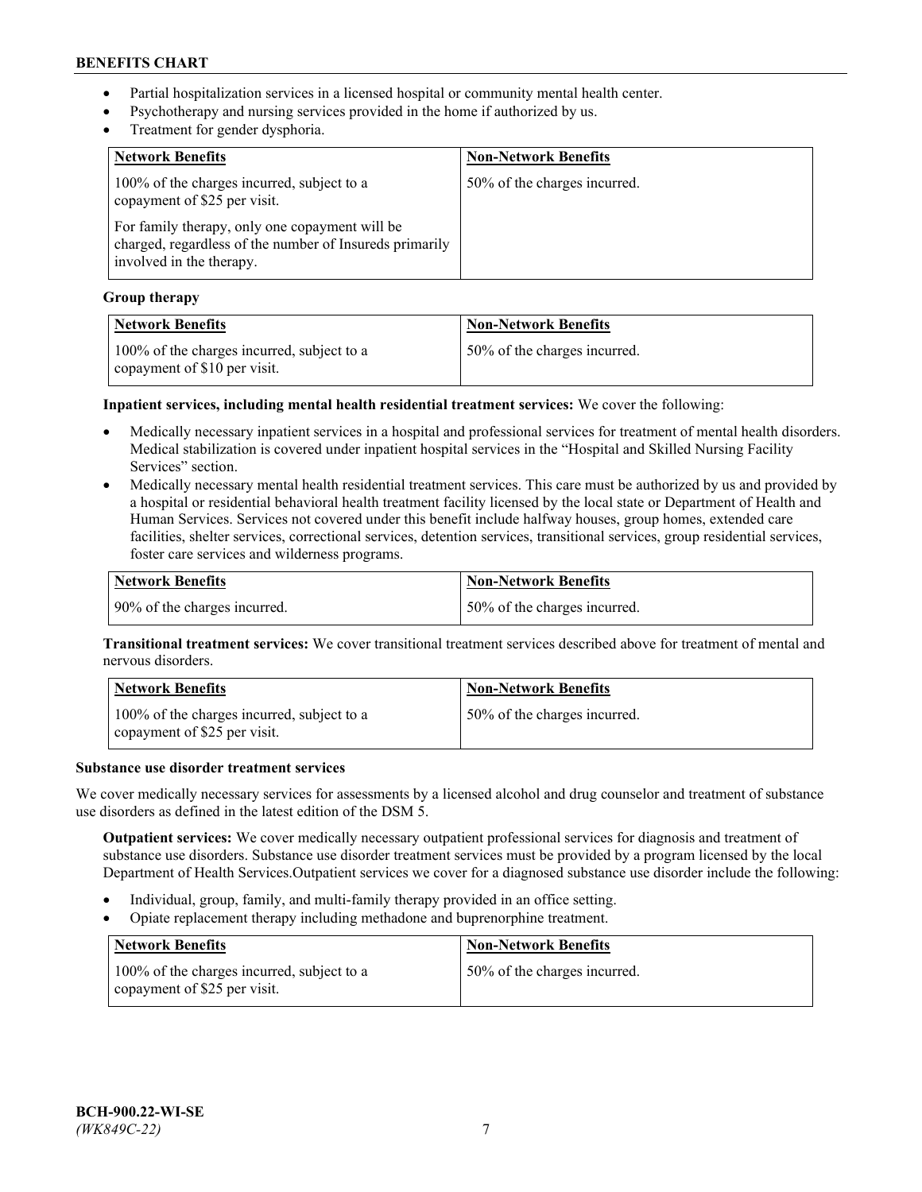- Partial hospitalization services in a licensed hospital or community mental health center.
- Psychotherapy and nursing services provided in the home if authorized by us.
- Treatment for gender dysphoria.

| Network Benefits | Non-Network Benefits |
| --- | --- |
| 100% of the charges incurred, subject to a copayment of $25 per visit.<br><br>For family therapy, only one copayment will be charged, regardless of the number of Insureds primarily involved in the therapy. | 50% of the charges incurred. |

**Group therapy**

| Network Benefits | Non-Network Benefits |
| --- | --- |
| 100% of the charges incurred, subject to a copayment of $10 per visit. | 50% of the charges incurred. |

**Inpatient services, including mental health residential treatment services:** We cover the following:

- Medically necessary inpatient services in a hospital and professional services for treatment of mental health disorders. Medical stabilization is covered under inpatient hospital services in the "Hospital and Skilled Nursing Facility Services" section.
- Medically necessary mental health residential treatment services. This care must be authorized by us and provided by a hospital or residential behavioral health treatment facility licensed by the local state or Department of Health and Human Services. Services not covered under this benefit include halfway houses, group homes, extended care facilities, shelter services, correctional services, detention services, transitional services, group residential services, foster care services and wilderness programs.

| Network Benefits | Non-Network Benefits |
| --- | --- |
| 90% of the charges incurred. | 50% of the charges incurred. |

**Transitional treatment services:** We cover transitional treatment services described above for treatment of mental and nervous disorders.

| Network Benefits | Non-Network Benefits |
| --- | --- |
| 100% of the charges incurred, subject to a copayment of $25 per visit. | 50% of the charges incurred. |

**Substance use disorder treatment services**

We cover medically necessary services for assessments by a licensed alcohol and drug counselor and treatment of substance use disorders as defined in the latest edition of the DSM 5.

**Outpatient services:** We cover medically necessary outpatient professional services for diagnosis and treatment of substance use disorders. Substance use disorder treatment services must be provided by a program licensed by the local Department of Health Services.Outpatient services we cover for a diagnosed substance use disorder include the following:

- Individual, group, family, and multi-family therapy provided in an office setting.
- Opiate replacement therapy including methadone and buprenorphine treatment.

| Network Benefits | Non-Network Benefits |
| --- | --- |
| 100% of the charges incurred, subject to a copayment of $25 per visit. | 50% of the charges incurred. |

BCH-900.22-WI-SE
*(WK849C-22)*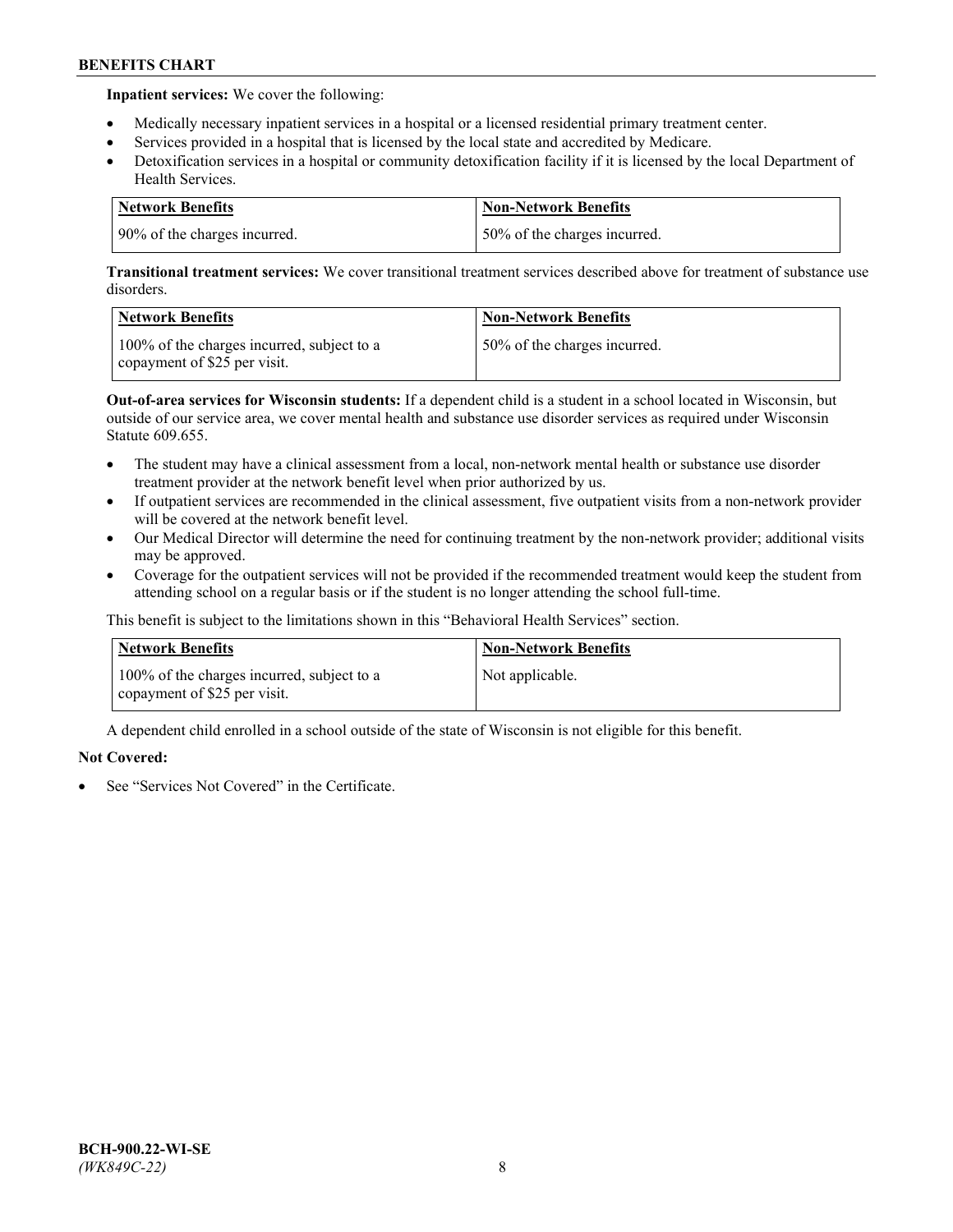**Inpatient services:** We cover the following:

- Medically necessary inpatient services in a hospital or a licensed residential primary treatment center.
- Services provided in a hospital that is licensed by the local state and accredited by Medicare.
- Detoxification services in a hospital or community detoxification facility if it is licensed by the local Department of Health Services.

| Network Benefits | Non-Network Benefits |
|---|---|
| 90% of the charges incurred. | 50% of the charges incurred. |

**Transitional treatment services:** We cover transitional treatment services described above for treatment of substance use disorders.

| Network Benefits | Non-Network Benefits |
|---|---|
| 100% of the charges incurred, subject to a copayment of $25 per visit. | 50% of the charges incurred. |

**Out-of-area services for Wisconsin students:** If a dependent child is a student in a school located in Wisconsin, but outside of our service area, we cover mental health and substance use disorder services as required under Wisconsin Statute 609.655.

- The student may have a clinical assessment from a local, non-network mental health or substance use disorder treatment provider at the network benefit level when prior authorized by us.
- If outpatient services are recommended in the clinical assessment, five outpatient visits from a non-network provider will be covered at the network benefit level.
- Our Medical Director will determine the need for continuing treatment by the non-network provider; additional visits may be approved.
- Coverage for the outpatient services will not be provided if the recommended treatment would keep the student from attending school on a regular basis or if the student is no longer attending the school full-time.

This benefit is subject to the limitations shown in this "Behavioral Health Services" section.

| Network Benefits | Non-Network Benefits |
|---|---|
| 100% of the charges incurred, subject to a copayment of $25 per visit. | Not applicable. |

A dependent child enrolled in a school outside of the state of Wisconsin is not eligible for this benefit.

**Not Covered:**

- See "Services Not Covered" in the Certificate.

**BCH-900.22-WI-SE**
*(WK849C-22)*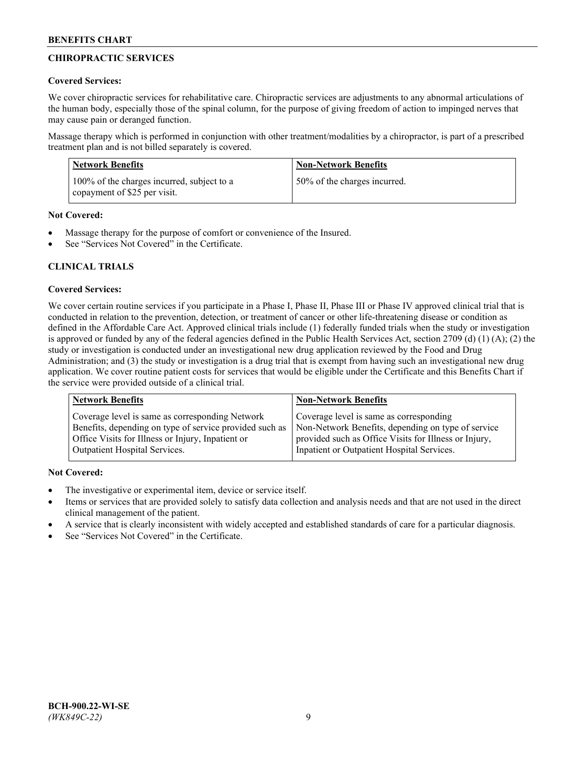## CHIROPRACTIC SERVICES

**Covered Services:**

We cover chiropractic services for rehabilitative care. Chiropractic services are adjustments to any abnormal articulations of the human body, especially those of the spinal column, for the purpose of giving freedom of action to impinged nerves that may cause pain or deranged function.

Massage therapy which is performed in conjunction with other treatment/modalities by a chiropractor, is part of a prescribed treatment plan and is not billed separately is covered.

| Network Benefits | Non-Network Benefits |
| --- | --- |
| 100% of the charges incurred, subject to a copayment of $25 per visit. | 50% of the charges incurred. |

**Not Covered:**

- Massage therapy for the purpose of comfort or convenience of the Insured.
- See "Services Not Covered" in the Certificate.

## CLINICAL TRIALS

**Covered Services:**

We cover certain routine services if you participate in a Phase I, Phase II, Phase III or Phase IV approved clinical trial that is conducted in relation to the prevention, detection, or treatment of cancer or other life-threatening disease or condition as defined in the Affordable Care Act. Approved clinical trials include (1) federally funded trials when the study or investigation is approved or funded by any of the federal agencies defined in the Public Health Services Act, section 2709 (d) (1) (A); (2) the study or investigation is conducted under an investigational new drug application reviewed by the Food and Drug Administration; and (3) the study or investigation is a drug trial that is exempt from having such an investigational new drug application. We cover routine patient costs for services that would be eligible under the Certificate and this Benefits Chart if the service were provided outside of a clinical trial.

| Network Benefits | Non-Network Benefits |
| --- | --- |
| Coverage level is same as corresponding Network Benefits, depending on type of service provided such as Office Visits for Illness or Injury, Inpatient or Outpatient Hospital Services. | Coverage level is same as corresponding Non-Network Benefits, depending on type of service provided such as Office Visits for Illness or Injury, Inpatient or Outpatient Hospital Services. |

**Not Covered:**

- The investigative or experimental item, device or service itself.
- Items or services that are provided solely to satisfy data collection and analysis needs and that are not used in the direct clinical management of the patient.
- A service that is clearly inconsistent with widely accepted and established standards of care for a particular diagnosis.
- See "Services Not Covered" in the Certificate.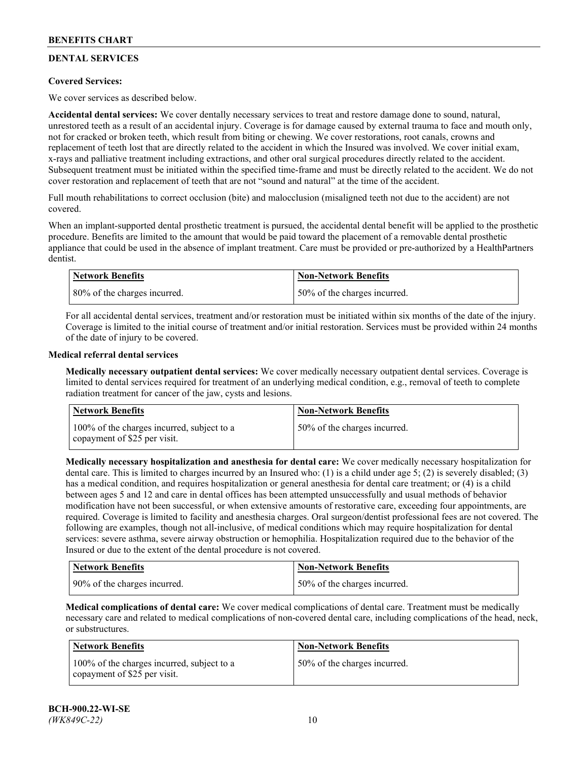## DENTAL SERVICES

**Covered Services:**

We cover services as described below.

**Accidental dental services:** We cover dentally necessary services to treat and restore damage done to sound, natural, unrestored teeth as a result of an accidental injury. Coverage is for damage caused by external trauma to face and mouth only, not for cracked or broken teeth, which result from biting or chewing. We cover restorations, root canals, crowns and replacement of teeth lost that are directly related to the accident in which the Insured was involved. We cover initial exam, x-rays and palliative treatment including extractions, and other oral surgical procedures directly related to the accident. Subsequent treatment must be initiated within the specified time-frame and must be directly related to the accident. We do not cover restoration and replacement of teeth that are not "sound and natural" at the time of the accident.

Full mouth rehabilitations to correct occlusion (bite) and malocclusion (misaligned teeth not due to the accident) are not covered.

When an implant-supported dental prosthetic treatment is pursued, the accidental dental benefit will be applied to the prosthetic procedure. Benefits are limited to the amount that would be paid toward the placement of a removable dental prosthetic appliance that could be used in the absence of implant treatment. Care must be provided or pre-authorized by a HealthPartners dentist.

| Network Benefits | Non-Network Benefits |
| --- | --- |
| 80% of the charges incurred. | 50% of the charges incurred. |

For all accidental dental services, treatment and/or restoration must be initiated within six months of the date of the injury. Coverage is limited to the initial course of treatment and/or initial restoration. Services must be provided within 24 months of the date of injury to be covered.

**Medical referral dental services**

**Medically necessary outpatient dental services:** We cover medically necessary outpatient dental services. Coverage is limited to dental services required for treatment of an underlying medical condition, e.g., removal of teeth to complete radiation treatment for cancer of the jaw, cysts and lesions.

| Network Benefits | Non-Network Benefits |
| --- | --- |
| 100% of the charges incurred, subject to a copayment of $25 per visit. | 50% of the charges incurred. |

**Medically necessary hospitalization and anesthesia for dental care:** We cover medically necessary hospitalization for dental care. This is limited to charges incurred by an Insured who: (1) is a child under age 5; (2) is severely disabled; (3) has a medical condition, and requires hospitalization or general anesthesia for dental care treatment; or (4) is a child between ages 5 and 12 and care in dental offices has been attempted unsuccessfully and usual methods of behavior modification have not been successful, or when extensive amounts of restorative care, exceeding four appointments, are required. Coverage is limited to facility and anesthesia charges. Oral surgeon/dentist professional fees are not covered. The following are examples, though not all-inclusive, of medical conditions which may require hospitalization for dental services: severe asthma, severe airway obstruction or hemophilia. Hospitalization required due to the behavior of the Insured or due to the extent of the dental procedure is not covered.

| Network Benefits | Non-Network Benefits |
| --- | --- |
| 90% of the charges incurred. | 50% of the charges incurred. |

**Medical complications of dental care:** We cover medical complications of dental care. Treatment must be medically necessary care and related to medical complications of non-covered dental care, including complications of the head, neck, or substructures.

| Network Benefits | Non-Network Benefits |
| --- | --- |
| 100% of the charges incurred, subject to a copayment of $25 per visit. | 50% of the charges incurred. |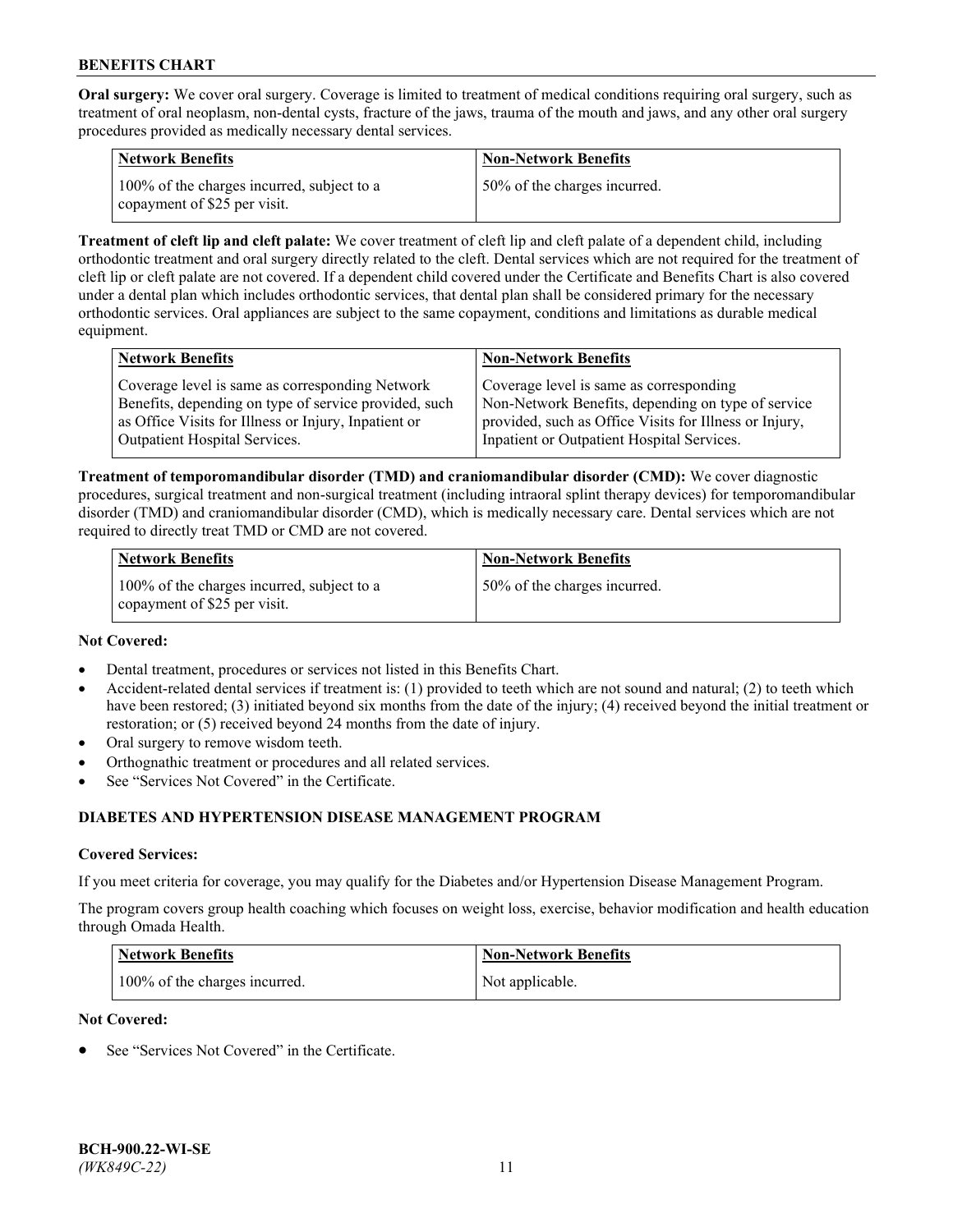**Oral surgery:** We cover oral surgery. Coverage is limited to treatment of medical conditions requiring oral surgery, such as treatment of oral neoplasm, non-dental cysts, fracture of the jaws, trauma of the mouth and jaws, and any other oral surgery procedures provided as medically necessary dental services.

| Network Benefits | Non-Network Benefits |
| --- | --- |
| 100% of the charges incurred, subject to a copayment of $25 per visit. | 50% of the charges incurred. |

**Treatment of cleft lip and cleft palate:** We cover treatment of cleft lip and cleft palate of a dependent child, including orthodontic treatment and oral surgery directly related to the cleft. Dental services which are not required for the treatment of cleft lip or cleft palate are not covered. If a dependent child covered under the Certificate and Benefits Chart is also covered under a dental plan which includes orthodontic services, that dental plan shall be considered primary for the necessary orthodontic services. Oral appliances are subject to the same copayment, conditions and limitations as durable medical equipment.

| Network Benefits | Non-Network Benefits |
| --- | --- |
| Coverage level is same as corresponding Network Benefits, depending on type of service provided, such as Office Visits for Illness or Injury, Inpatient or Outpatient Hospital Services. | Coverage level is same as corresponding Non-Network Benefits, depending on type of service provided, such as Office Visits for Illness or Injury, Inpatient or Outpatient Hospital Services. |

**Treatment of temporomandibular disorder (TMD) and craniomandibular disorder (CMD):** We cover diagnostic procedures, surgical treatment and non-surgical treatment (including intraoral splint therapy devices) for temporomandibular disorder (TMD) and craniomandibular disorder (CMD), which is medically necessary care. Dental services which are not required to directly treat TMD or CMD are not covered.

| Network Benefits | Non-Network Benefits |
| --- | --- |
| 100% of the charges incurred, subject to a copayment of $25 per visit. | 50% of the charges incurred. |

**Not Covered:**

- Dental treatment, procedures or services not listed in this Benefits Chart.
- Accident-related dental services if treatment is: (1) provided to teeth which are not sound and natural; (2) to teeth which have been restored; (3) initiated beyond six months from the date of the injury; (4) received beyond the initial treatment or restoration; or (5) received beyond 24 months from the date of injury.
- Oral surgery to remove wisdom teeth.
- Orthognathic treatment or procedures and all related services.
- See "Services Not Covered" in the Certificate.

## DIABETES AND HYPERTENSION DISEASE MANAGEMENT PROGRAM

**Covered Services:**

If you meet criteria for coverage, you may qualify for the Diabetes and/or Hypertension Disease Management Program.

The program covers group health coaching which focuses on weight loss, exercise, behavior modification and health education through Omada Health.

| Network Benefits | Non-Network Benefits |
| --- | --- |
| 100% of the charges incurred. | Not applicable. |

**Not Covered:**

- See "Services Not Covered" in the Certificate.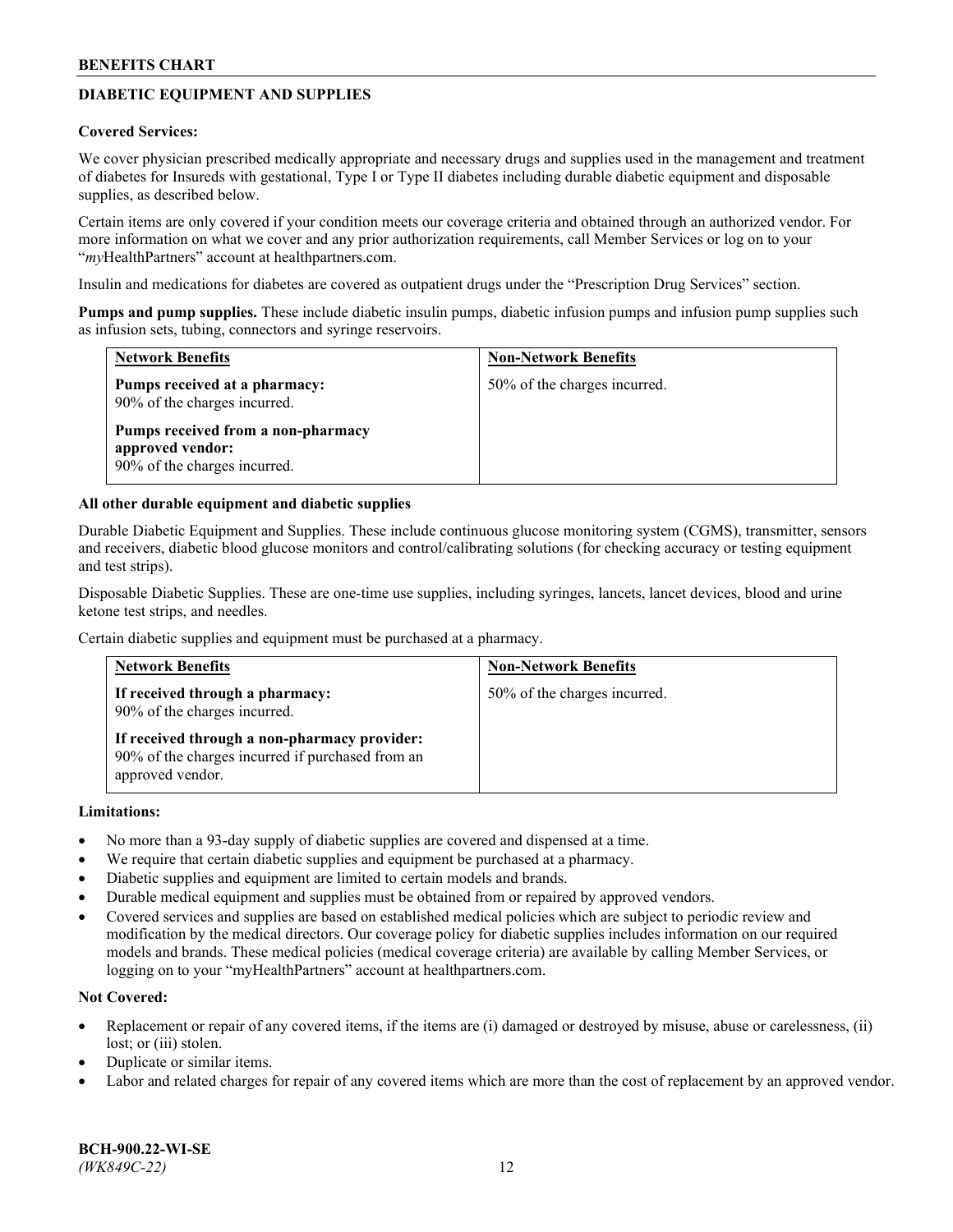## DIABETIC EQUIPMENT AND SUPPLIES

**Covered Services:**

We cover physician prescribed medically appropriate and necessary drugs and supplies used in the management and treatment of diabetes for Insureds with gestational, Type I or Type II diabetes including durable diabetic equipment and disposable supplies, as described below.

Certain items are only covered if your condition meets our coverage criteria and obtained through an authorized vendor. For more information on what we cover and any prior authorization requirements, call Member Services or log on to your "*my*HealthPartners" account at healthpartners.com.

Insulin and medications for diabetes are covered as outpatient drugs under the "Prescription Drug Services" section.

**Pumps and pump supplies.** These include diabetic insulin pumps, diabetic infusion pumps and infusion pump supplies such as infusion sets, tubing, connectors and syringe reservoirs.

| Network Benefits | Non-Network Benefits |
|---|---|
| **Pumps received at a pharmacy:** 90% of the charges incurred.<br><br>**Pumps received from a non-pharmacy approved vendor:** 90% of the charges incurred. | 50% of the charges incurred. |

**All other durable equipment and diabetic supplies**

Durable Diabetic Equipment and Supplies. These include continuous glucose monitoring system (CGMS), transmitter, sensors and receivers, diabetic blood glucose monitors and control/calibrating solutions (for checking accuracy or testing equipment and test strips).

Disposable Diabetic Supplies. These are one-time use supplies, including syringes, lancets, lancet devices, blood and urine ketone test strips, and needles.

Certain diabetic supplies and equipment must be purchased at a pharmacy.

| Network Benefits | Non-Network Benefits |
|---|---|
| **If received through a pharmacy:** 90% of the charges incurred.<br><br>**If received through a non-pharmacy provider:** 90% of the charges incurred if purchased from an approved vendor. | 50% of the charges incurred. |

**Limitations:**

- No more than a 93-day supply of diabetic supplies are covered and dispensed at a time.
- We require that certain diabetic supplies and equipment be purchased at a pharmacy.
- Diabetic supplies and equipment are limited to certain models and brands.
- Durable medical equipment and supplies must be obtained from or repaired by approved vendors.
- Covered services and supplies are based on established medical policies which are subject to periodic review and modification by the medical directors. Our coverage policy for diabetic supplies includes information on our required models and brands. These medical policies (medical coverage criteria) are available by calling Member Services, or logging on to your "myHealthPartners" account at healthpartners.com.

**Not Covered:**

- Replacement or repair of any covered items, if the items are (i) damaged or destroyed by misuse, abuse or carelessness, (ii) lost; or (iii) stolen.
- Duplicate or similar items.
- Labor and related charges for repair of any covered items which are more than the cost of replacement by an approved vendor.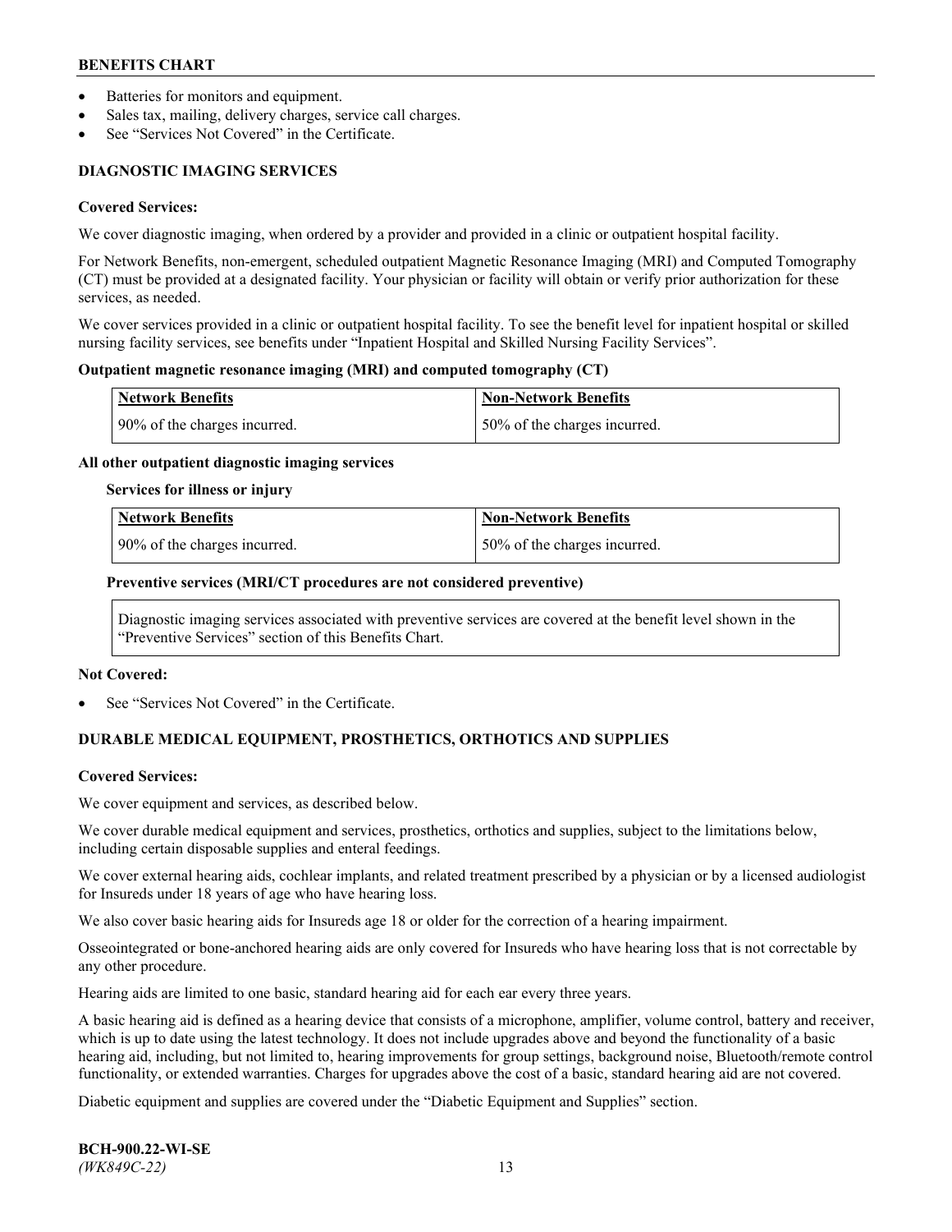- Batteries for monitors and equipment.
- Sales tax, mailing, delivery charges, service call charges.
- See "Services Not Covered" in the Certificate.

## DIAGNOSTIC IMAGING SERVICES

**Covered Services:**

We cover diagnostic imaging, when ordered by a provider and provided in a clinic or outpatient hospital facility.

For Network Benefits, non-emergent, scheduled outpatient Magnetic Resonance Imaging (MRI) and Computed Tomography (CT) must be provided at a designated facility. Your physician or facility will obtain or verify prior authorization for these services, as needed.

We cover services provided in a clinic or outpatient hospital facility. To see the benefit level for inpatient hospital or skilled nursing facility services, see benefits under "Inpatient Hospital and Skilled Nursing Facility Services".

**Outpatient magnetic resonance imaging (MRI) and computed tomography (CT)**

| Network Benefits | Non-Network Benefits |
|---|---|
| 90% of the charges incurred. | 50% of the charges incurred. |

**All other outpatient diagnostic imaging services**

**Services for illness or injury**

| Network Benefits | Non-Network Benefits |
|---|---|
| 90% of the charges incurred. | 50% of the charges incurred. |

**Preventive services (MRI/CT procedures are not considered preventive)**

Diagnostic imaging services associated with preventive services are covered at the benefit level shown in the "Preventive Services" section of this Benefits Chart.

**Not Covered:**

- See "Services Not Covered" in the Certificate.

## DURABLE MEDICAL EQUIPMENT, PROSTHETICS, ORTHOTICS AND SUPPLIES

**Covered Services:**

We cover equipment and services, as described below.

We cover durable medical equipment and services, prosthetics, orthotics and supplies, subject to the limitations below, including certain disposable supplies and enteral feedings.

We cover external hearing aids, cochlear implants, and related treatment prescribed by a physician or by a licensed audiologist for Insureds under 18 years of age who have hearing loss.

We also cover basic hearing aids for Insureds age 18 or older for the correction of a hearing impairment.

Osseointegrated or bone-anchored hearing aids are only covered for Insureds who have hearing loss that is not correctable by any other procedure.

Hearing aids are limited to one basic, standard hearing aid for each ear every three years.

A basic hearing aid is defined as a hearing device that consists of a microphone, amplifier, volume control, battery and receiver, which is up to date using the latest technology. It does not include upgrades above and beyond the functionality of a basic hearing aid, including, but not limited to, hearing improvements for group settings, background noise, Bluetooth/remote control functionality, or extended warranties. Charges for upgrades above the cost of a basic, standard hearing aid are not covered.

Diabetic equipment and supplies are covered under the "Diabetic Equipment and Supplies" section.

**BCH-900.22-WI-SE**
*(WK849C-22)*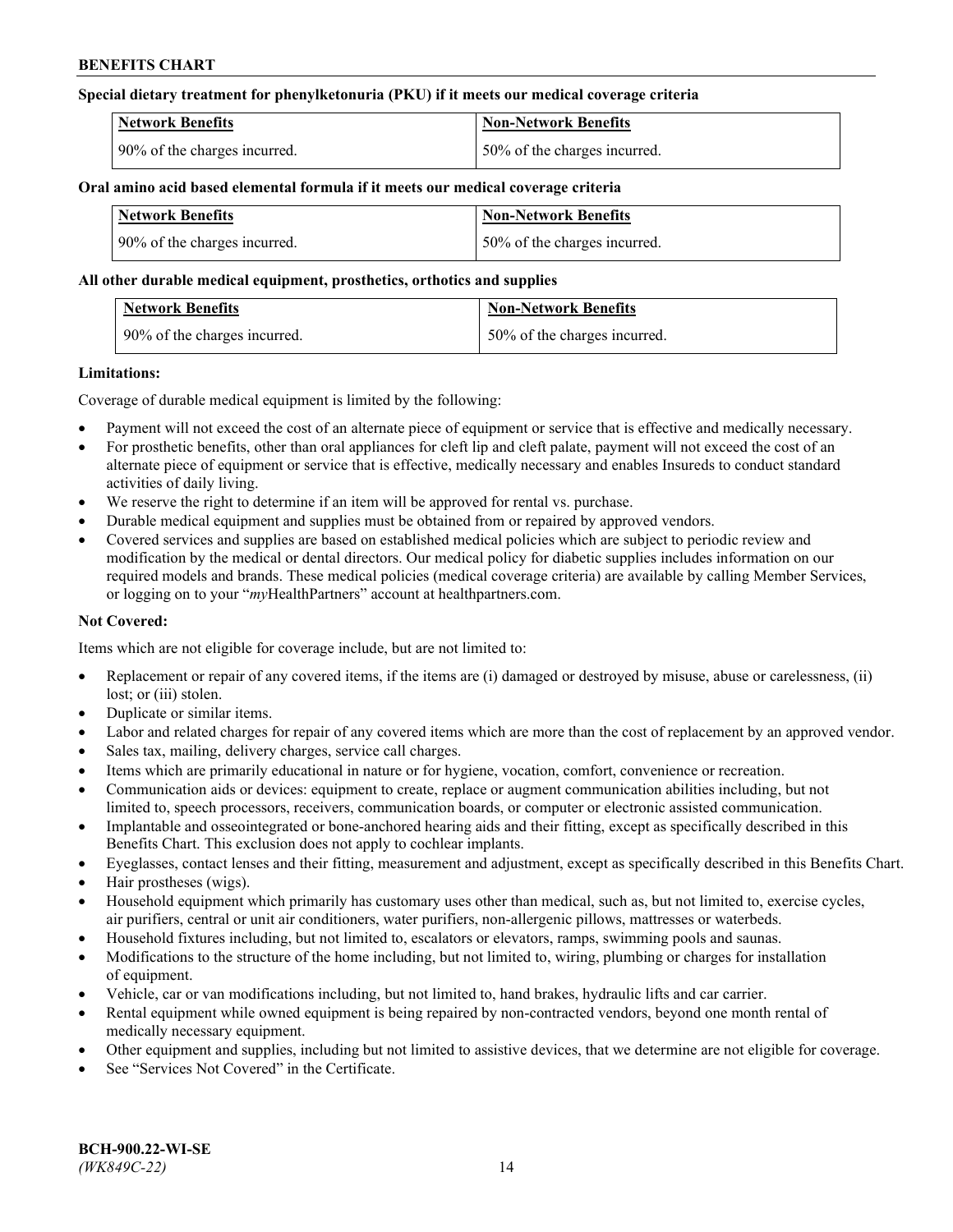**Special dietary treatment for phenylketonuria (PKU) if it meets our medical coverage criteria**

| Network Benefits | Non-Network Benefits |
| --- | --- |
| 90% of the charges incurred. | 50% of the charges incurred. |

**Oral amino acid based elemental formula if it meets our medical coverage criteria**

| Network Benefits | Non-Network Benefits |
| --- | --- |
| 90% of the charges incurred. | 50% of the charges incurred. |

**All other durable medical equipment, prosthetics, orthotics and supplies**

| Network Benefits | Non-Network Benefits |
| --- | --- |
| 90% of the charges incurred. | 50% of the charges incurred. |

**Limitations:**

Coverage of durable medical equipment is limited by the following:

- Payment will not exceed the cost of an alternate piece of equipment or service that is effective and medically necessary.
- For prosthetic benefits, other than oral appliances for cleft lip and cleft palate, payment will not exceed the cost of an alternate piece of equipment or service that is effective, medically necessary and enables Insureds to conduct standard activities of daily living.
- We reserve the right to determine if an item will be approved for rental vs. purchase.
- Durable medical equipment and supplies must be obtained from or repaired by approved vendors.
- Covered services and supplies are based on established medical policies which are subject to periodic review and modification by the medical or dental directors. Our medical policy for diabetic supplies includes information on our required models and brands. These medical policies (medical coverage criteria) are available by calling Member Services, or logging on to your "*my*HealthPartners" account at healthpartners.com.

**Not Covered:**

Items which are not eligible for coverage include, but are not limited to:

- Replacement or repair of any covered items, if the items are (i) damaged or destroyed by misuse, abuse or carelessness, (ii) lost; or (iii) stolen.
- Duplicate or similar items.
- Labor and related charges for repair of any covered items which are more than the cost of replacement by an approved vendor.
- Sales tax, mailing, delivery charges, service call charges.
- Items which are primarily educational in nature or for hygiene, vocation, comfort, convenience or recreation.
- Communication aids or devices: equipment to create, replace or augment communication abilities including, but not limited to, speech processors, receivers, communication boards, or computer or electronic assisted communication.
- Implantable and osseointegrated or bone-anchored hearing aids and their fitting, except as specifically described in this Benefits Chart. This exclusion does not apply to cochlear implants.
- Eyeglasses, contact lenses and their fitting, measurement and adjustment, except as specifically described in this Benefits Chart.
- Hair prostheses (wigs).
- Household equipment which primarily has customary uses other than medical, such as, but not limited to, exercise cycles, air purifiers, central or unit air conditioners, water purifiers, non-allergenic pillows, mattresses or waterbeds.
- Household fixtures including, but not limited to, escalators or elevators, ramps, swimming pools and saunas.
- Modifications to the structure of the home including, but not limited to, wiring, plumbing or charges for installation of equipment.
- Vehicle, car or van modifications including, but not limited to, hand brakes, hydraulic lifts and car carrier.
- Rental equipment while owned equipment is being repaired by non-contracted vendors, beyond one month rental of medically necessary equipment.
- Other equipment and supplies, including but not limited to assistive devices, that we determine are not eligible for coverage.
- See "Services Not Covered" in the Certificate.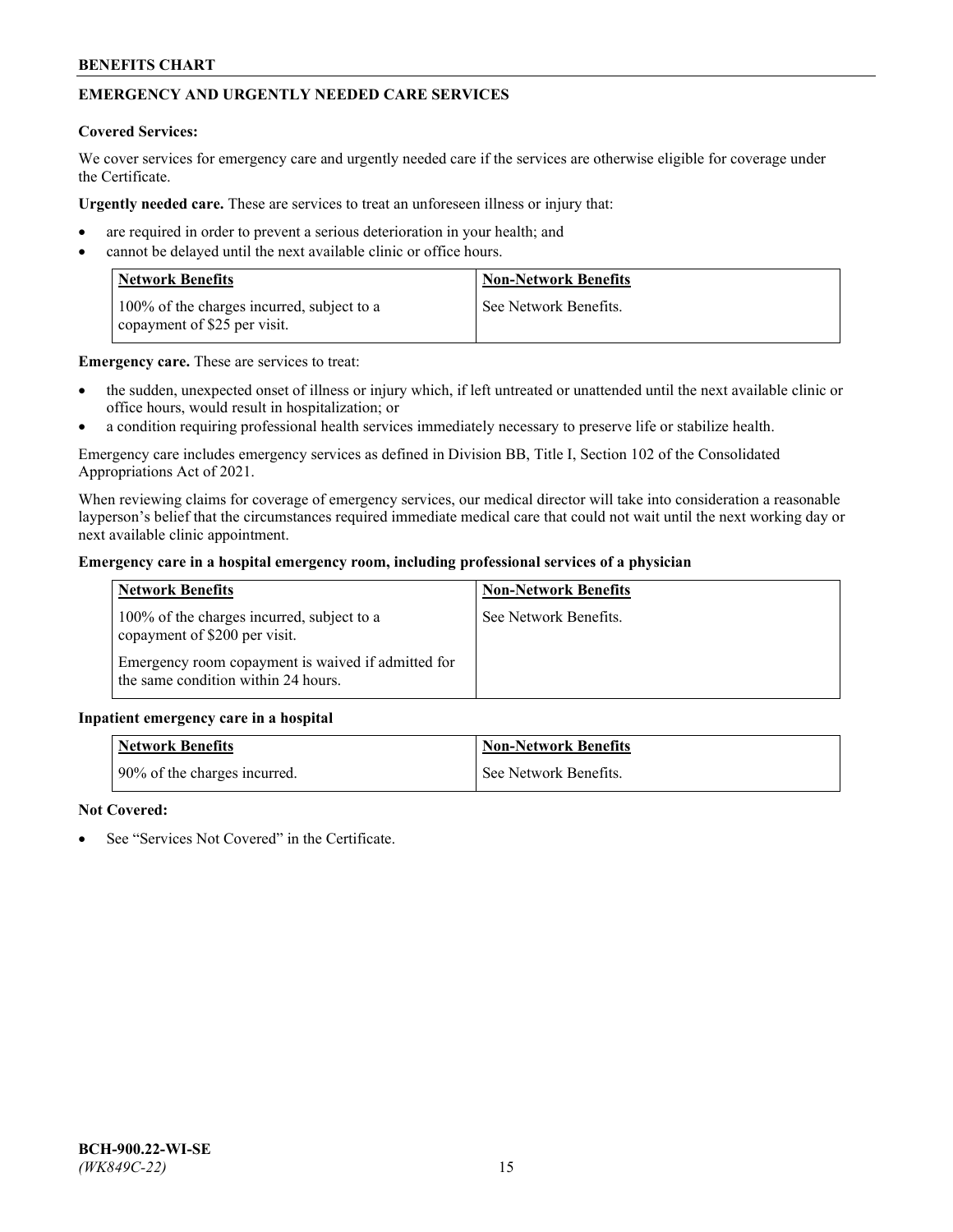## EMERGENCY AND URGENTLY NEEDED CARE SERVICES

**Covered Services:**

We cover services for emergency care and urgently needed care if the services are otherwise eligible for coverage under the Certificate.

**Urgently needed care.** These are services to treat an unforeseen illness or injury that:

- are required in order to prevent a serious deterioration in your health; and
- cannot be delayed until the next available clinic or office hours.

| Network Benefits | Non-Network Benefits |
| --- | --- |
| 100% of the charges incurred, subject to a copayment of $25 per visit. | See Network Benefits. |

**Emergency care.** These are services to treat:

- the sudden, unexpected onset of illness or injury which, if left untreated or unattended until the next available clinic or office hours, would result in hospitalization; or
- a condition requiring professional health services immediately necessary to preserve life or stabilize health.

Emergency care includes emergency services as defined in Division BB, Title I, Section 102 of the Consolidated Appropriations Act of 2021.

When reviewing claims for coverage of emergency services, our medical director will take into consideration a reasonable layperson's belief that the circumstances required immediate medical care that could not wait until the next working day or next available clinic appointment.

**Emergency care in a hospital emergency room, including professional services of a physician**

| Network Benefits | Non-Network Benefits |
| --- | --- |
| 100% of the charges incurred, subject to a copayment of $200 per visit.<br><br>Emergency room copayment is waived if admitted for the same condition within 24 hours. | See Network Benefits. |

**Inpatient emergency care in a hospital**

| Network Benefits | Non-Network Benefits |
| --- | --- |
| 90% of the charges incurred. | See Network Benefits. |

**Not Covered:**

- See "Services Not Covered" in the Certificate.

BCH-900.22-WI-SE
*(WK849C-22)*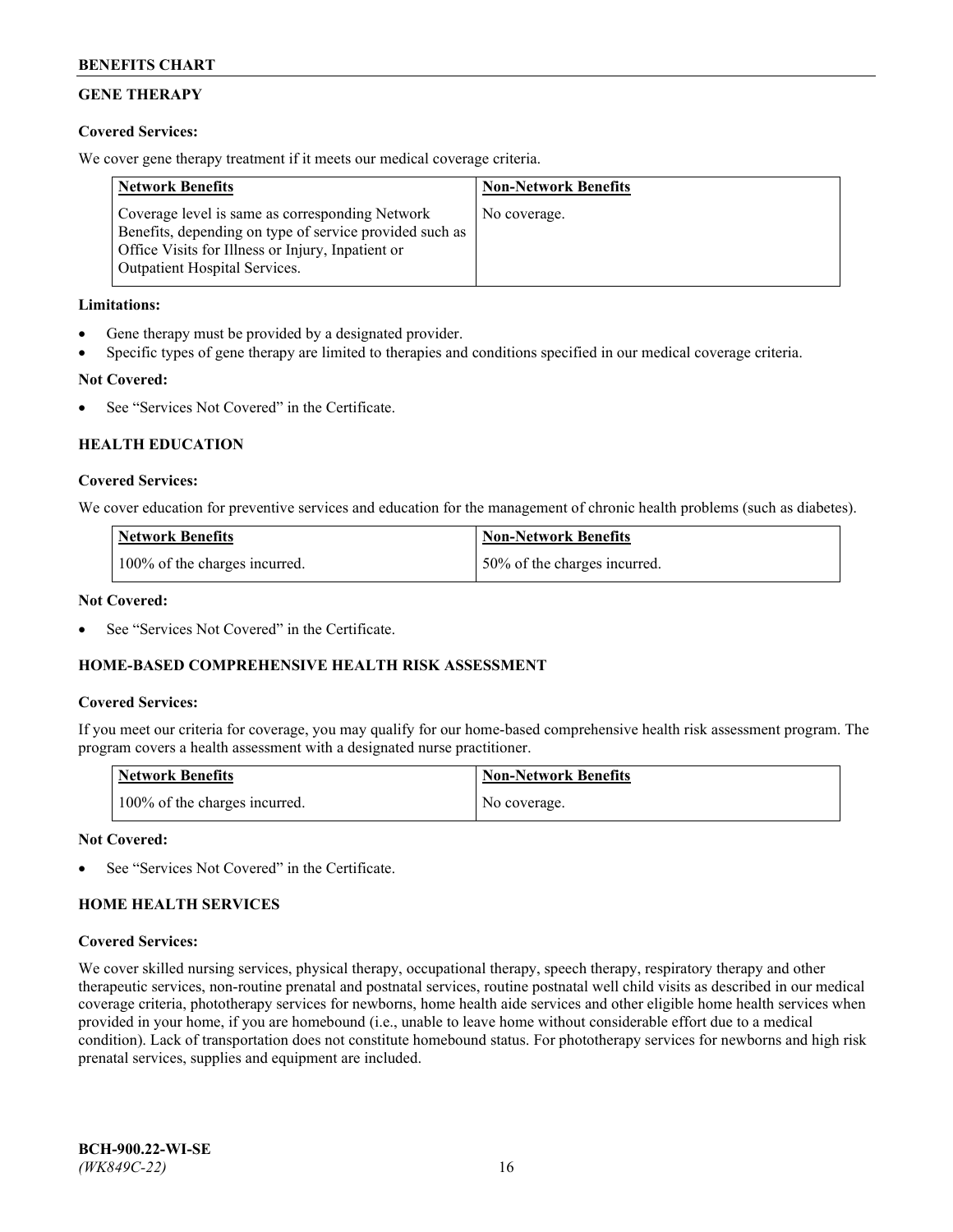## GENE THERAPY

**Covered Services:**

We cover gene therapy treatment if it meets our medical coverage criteria.

| Network Benefits | Non-Network Benefits |
|---|---|
| Coverage level is same as corresponding Network Benefits, depending on type of service provided such as Office Visits for Illness or Injury, Inpatient or Outpatient Hospital Services. | No coverage. |

**Limitations:**

- Gene therapy must be provided by a designated provider.
- Specific types of gene therapy are limited to therapies and conditions specified in our medical coverage criteria.

**Not Covered:**

- See "Services Not Covered" in the Certificate.

## HEALTH EDUCATION

**Covered Services:**

We cover education for preventive services and education for the management of chronic health problems (such as diabetes).

| Network Benefits | Non-Network Benefits |
|---|---|
| 100% of the charges incurred. | 50% of the charges incurred. |

**Not Covered:**

- See "Services Not Covered" in the Certificate.

## HOME-BASED COMPREHENSIVE HEALTH RISK ASSESSMENT

**Covered Services:**

If you meet our criteria for coverage, you may qualify for our home-based comprehensive health risk assessment program. The program covers a health assessment with a designated nurse practitioner.

| Network Benefits | Non-Network Benefits |
|---|---|
| 100% of the charges incurred. | No coverage. |

**Not Covered:**

- See "Services Not Covered" in the Certificate.

## HOME HEALTH SERVICES

**Covered Services:**

We cover skilled nursing services, physical therapy, occupational therapy, speech therapy, respiratory therapy and other therapeutic services, non-routine prenatal and postnatal services, routine postnatal well child visits as described in our medical coverage criteria, phototherapy services for newborns, home health aide services and other eligible home health services when provided in your home, if you are homebound (i.e., unable to leave home without considerable effort due to a medical condition). Lack of transportation does not constitute homebound status. For phototherapy services for newborns and high risk prenatal services, supplies and equipment are included.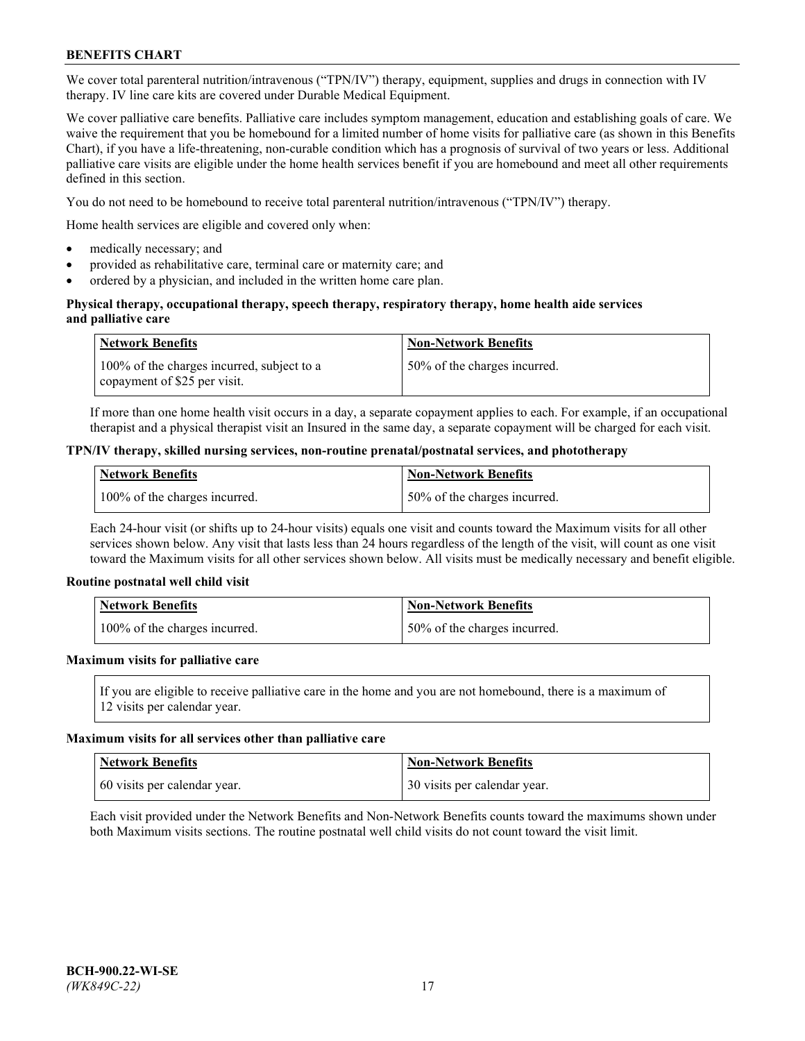We cover total parenteral nutrition/intravenous ("TPN/IV") therapy, equipment, supplies and drugs in connection with IV therapy. IV line care kits are covered under Durable Medical Equipment.

We cover palliative care benefits. Palliative care includes symptom management, education and establishing goals of care. We waive the requirement that you be homebound for a limited number of home visits for palliative care (as shown in this Benefits Chart), if you have a life-threatening, non-curable condition which has a prognosis of survival of two years or less. Additional palliative care visits are eligible under the home health services benefit if you are homebound and meet all other requirements defined in this section.

You do not need to be homebound to receive total parenteral nutrition/intravenous ("TPN/IV") therapy.

Home health services are eligible and covered only when:

- medically necessary; and
- provided as rehabilitative care, terminal care or maternity care; and
- ordered by a physician, and included in the written home care plan.

**Physical therapy, occupational therapy, speech therapy, respiratory therapy, home health aide services and palliative care**

| Network Benefits | Non-Network Benefits |
|---|---|
| 100% of the charges incurred, subject to a copayment of $25 per visit. | 50% of the charges incurred. |

If more than one home health visit occurs in a day, a separate copayment applies to each. For example, if an occupational therapist and a physical therapist visit an Insured in the same day, a separate copayment will be charged for each visit.

**TPN/IV therapy, skilled nursing services, non-routine prenatal/postnatal services, and phototherapy**

| Network Benefits | Non-Network Benefits |
|---|---|
| 100% of the charges incurred. | 50% of the charges incurred. |

Each 24-hour visit (or shifts up to 24-hour visits) equals one visit and counts toward the Maximum visits for all other services shown below. Any visit that lasts less than 24 hours regardless of the length of the visit, will count as one visit toward the Maximum visits for all other services shown below. All visits must be medically necessary and benefit eligible.

**Routine postnatal well child visit**

| Network Benefits | Non-Network Benefits |
|---|---|
| 100% of the charges incurred. | 50% of the charges incurred. |

**Maximum visits for palliative care**

If you are eligible to receive palliative care in the home and you are not homebound, there is a maximum of 12 visits per calendar year.

**Maximum visits for all services other than palliative care**

| Network Benefits | Non-Network Benefits |
|---|---|
| 60 visits per calendar year. | 30 visits per calendar year. |

Each visit provided under the Network Benefits and Non-Network Benefits counts toward the maximums shown under both Maximum visits sections. The routine postnatal well child visits do not count toward the visit limit.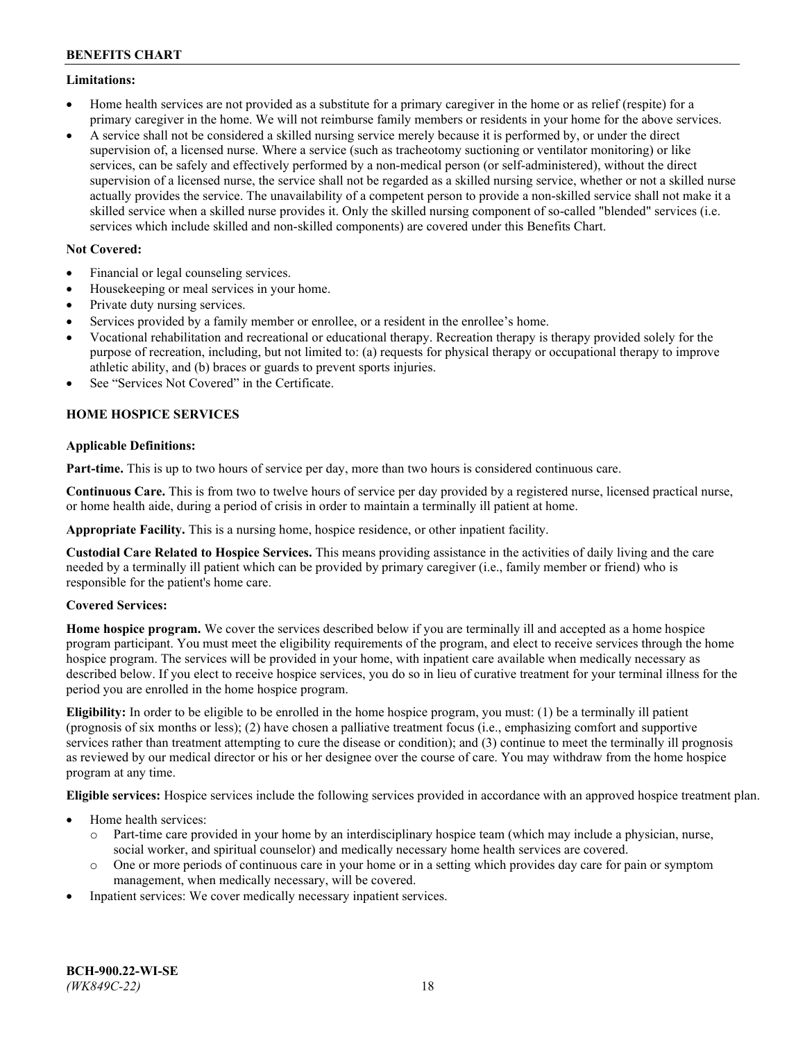**Limitations:**

- Home health services are not provided as a substitute for a primary caregiver in the home or as relief (respite) for a primary caregiver in the home. We will not reimburse family members or residents in your home for the above services.
- A service shall not be considered a skilled nursing service merely because it is performed by, or under the direct supervision of, a licensed nurse. Where a service (such as tracheotomy suctioning or ventilator monitoring) or like services, can be safely and effectively performed by a non-medical person (or self-administered), without the direct supervision of a licensed nurse, the service shall not be regarded as a skilled nursing service, whether or not a skilled nurse actually provides the service. The unavailability of a competent person to provide a non-skilled service shall not make it a skilled service when a skilled nurse provides it. Only the skilled nursing component of so-called "blended" services (i.e. services which include skilled and non-skilled components) are covered under this Benefits Chart.

**Not Covered:**

- Financial or legal counseling services.
- Housekeeping or meal services in your home.
- Private duty nursing services.
- Services provided by a family member or enrollee, or a resident in the enrollee's home.
- Vocational rehabilitation and recreational or educational therapy. Recreation therapy is therapy provided solely for the purpose of recreation, including, but not limited to: (a) requests for physical therapy or occupational therapy to improve athletic ability, and (b) braces or guards to prevent sports injuries.
- See "Services Not Covered" in the Certificate.

## HOME HOSPICE SERVICES

**Applicable Definitions:**

**Part-time.** This is up to two hours of service per day, more than two hours is considered continuous care.

**Continuous Care.** This is from two to twelve hours of service per day provided by a registered nurse, licensed practical nurse, or home health aide, during a period of crisis in order to maintain a terminally ill patient at home.

**Appropriate Facility.** This is a nursing home, hospice residence, or other inpatient facility.

**Custodial Care Related to Hospice Services.** This means providing assistance in the activities of daily living and the care needed by a terminally ill patient which can be provided by primary caregiver (i.e., family member or friend) who is responsible for the patient's home care.

**Covered Services:**

**Home hospice program.** We cover the services described below if you are terminally ill and accepted as a home hospice program participant. You must meet the eligibility requirements of the program, and elect to receive services through the home hospice program. The services will be provided in your home, with inpatient care available when medically necessary as described below. If you elect to receive hospice services, you do so in lieu of curative treatment for your terminal illness for the period you are enrolled in the home hospice program.

**Eligibility:** In order to be eligible to be enrolled in the home hospice program, you must: (1) be a terminally ill patient (prognosis of six months or less); (2) have chosen a palliative treatment focus (i.e., emphasizing comfort and supportive services rather than treatment attempting to cure the disease or condition); and (3) continue to meet the terminally ill prognosis as reviewed by our medical director or his or her designee over the course of care. You may withdraw from the home hospice program at any time.

**Eligible services:** Hospice services include the following services provided in accordance with an approved hospice treatment plan.

- Home health services:
  - Part-time care provided in your home by an interdisciplinary hospice team (which may include a physician, nurse, social worker, and spiritual counselor) and medically necessary home health services are covered.
  - One or more periods of continuous care in your home or in a setting which provides day care for pain or symptom management, when medically necessary, will be covered.
- Inpatient services: We cover medically necessary inpatient services.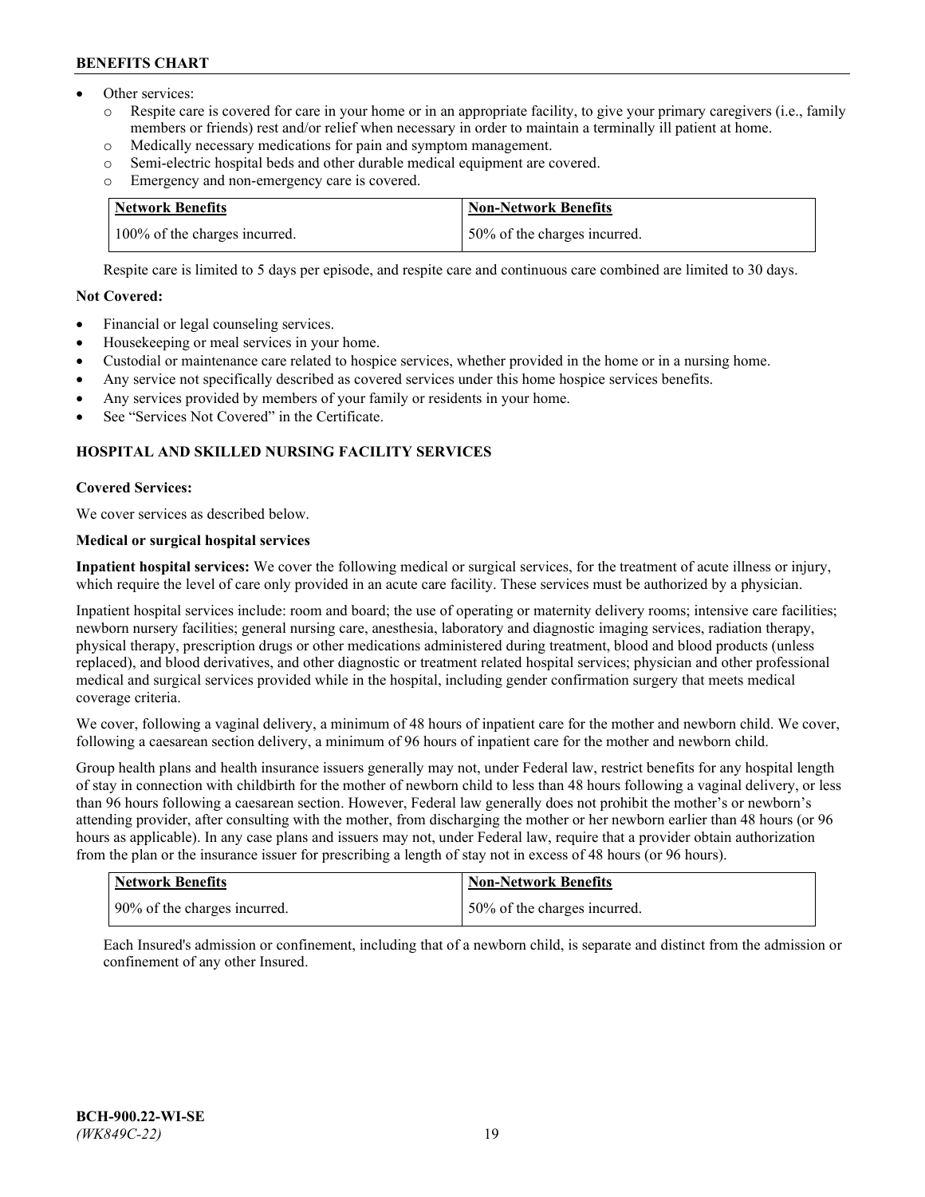- Other services:
  - Respite care is covered for care in your home or in an appropriate facility, to give your primary caregivers (i.e., family members or friends) rest and/or relief when necessary in order to maintain a terminally ill patient at home.
  - Medically necessary medications for pain and symptom management.
  - Semi-electric hospital beds and other durable medical equipment are covered.
  - Emergency and non-emergency care is covered.

| Network Benefits | Non-Network Benefits |
| --- | --- |
| 100% of the charges incurred. | 50% of the charges incurred. |

Respite care is limited to 5 days per episode, and respite care and continuous care combined are limited to 30 days.

**Not Covered:**

- Financial or legal counseling services.
- Housekeeping or meal services in your home.
- Custodial or maintenance care related to hospice services, whether provided in the home or in a nursing home.
- Any service not specifically described as covered services under this home hospice services benefits.
- Any services provided by members of your family or residents in your home.
- See "Services Not Covered" in the Certificate.

## HOSPITAL AND SKILLED NURSING FACILITY SERVICES

**Covered Services:**

We cover services as described below.

**Medical or surgical hospital services**

**Inpatient hospital services:** We cover the following medical or surgical services, for the treatment of acute illness or injury, which require the level of care only provided in an acute care facility. These services must be authorized by a physician.

Inpatient hospital services include: room and board; the use of operating or maternity delivery rooms; intensive care facilities; newborn nursery facilities; general nursing care, anesthesia, laboratory and diagnostic imaging services, radiation therapy, physical therapy, prescription drugs or other medications administered during treatment, blood and blood products (unless replaced), and blood derivatives, and other diagnostic or treatment related hospital services; physician and other professional medical and surgical services provided while in the hospital, including gender confirmation surgery that meets medical coverage criteria.

We cover, following a vaginal delivery, a minimum of 48 hours of inpatient care for the mother and newborn child. We cover, following a caesarean section delivery, a minimum of 96 hours of inpatient care for the mother and newborn child.

Group health plans and health insurance issuers generally may not, under Federal law, restrict benefits for any hospital length of stay in connection with childbirth for the mother of newborn child to less than 48 hours following a vaginal delivery, or less than 96 hours following a caesarean section. However, Federal law generally does not prohibit the mother's or newborn's attending provider, after consulting with the mother, from discharging the mother or her newborn earlier than 48 hours (or 96 hours as applicable). In any case plans and issuers may not, under Federal law, require that a provider obtain authorization from the plan or the insurance issuer for prescribing a length of stay not in excess of 48 hours (or 96 hours).

| Network Benefits | Non-Network Benefits |
| --- | --- |
| 90% of the charges incurred. | 50% of the charges incurred. |

Each Insured's admission or confinement, including that of a newborn child, is separate and distinct from the admission or confinement of any other Insured.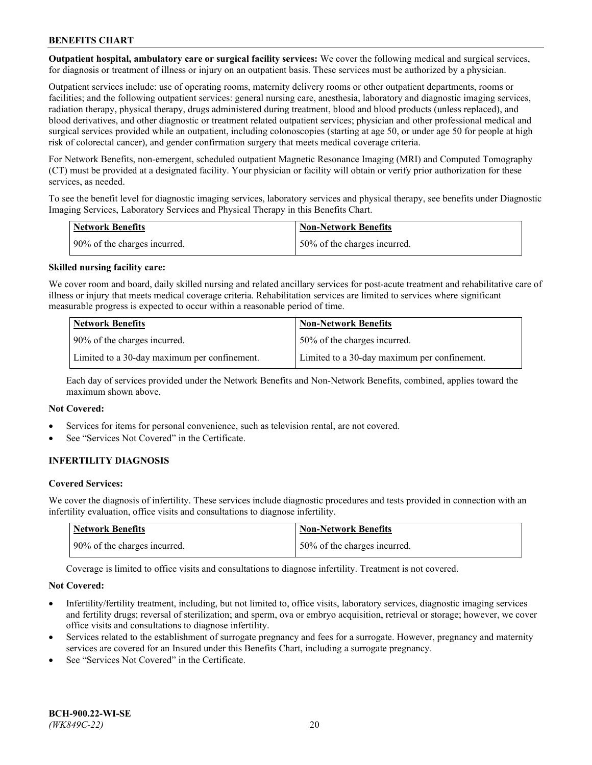**Outpatient hospital, ambulatory care or surgical facility services:** We cover the following medical and surgical services, for diagnosis or treatment of illness or injury on an outpatient basis. These services must be authorized by a physician.

Outpatient services include: use of operating rooms, maternity delivery rooms or other outpatient departments, rooms or facilities; and the following outpatient services: general nursing care, anesthesia, laboratory and diagnostic imaging services, radiation therapy, physical therapy, drugs administered during treatment, blood and blood products (unless replaced), and blood derivatives, and other diagnostic or treatment related outpatient services; physician and other professional medical and surgical services provided while an outpatient, including colonoscopies (starting at age 50, or under age 50 for people at high risk of colorectal cancer), and gender confirmation surgery that meets medical coverage criteria.

For Network Benefits, non-emergent, scheduled outpatient Magnetic Resonance Imaging (MRI) and Computed Tomography (CT) must be provided at a designated facility. Your physician or facility will obtain or verify prior authorization for these services, as needed.

To see the benefit level for diagnostic imaging services, laboratory services and physical therapy, see benefits under Diagnostic Imaging Services, Laboratory Services and Physical Therapy in this Benefits Chart.

| Network Benefits | Non-Network Benefits |
| --- | --- |
| 90% of the charges incurred. | 50% of the charges incurred. |

**Skilled nursing facility care:**

We cover room and board, daily skilled nursing and related ancillary services for post-acute treatment and rehabilitative care of illness or injury that meets medical coverage criteria. Rehabilitation services are limited to services where significant measurable progress is expected to occur within a reasonable period of time.

| Network Benefits | Non-Network Benefits |
| --- | --- |
| 90% of the charges incurred. | 50% of the charges incurred. |
| Limited to a 30-day maximum per confinement. | Limited to a 30-day maximum per confinement. |

Each day of services provided under the Network Benefits and Non-Network Benefits, combined, applies toward the maximum shown above.

**Not Covered:**

- Services for items for personal convenience, such as television rental, are not covered.
- See "Services Not Covered" in the Certificate.

## INFERTILITY DIAGNOSIS

**Covered Services:**

We cover the diagnosis of infertility. These services include diagnostic procedures and tests provided in connection with an infertility evaluation, office visits and consultations to diagnose infertility.

| Network Benefits | Non-Network Benefits |
| --- | --- |
| 90% of the charges incurred. | 50% of the charges incurred. |

Coverage is limited to office visits and consultations to diagnose infertility. Treatment is not covered.

**Not Covered:**

- Infertility/fertility treatment, including, but not limited to, office visits, laboratory services, diagnostic imaging services and fertility drugs; reversal of sterilization; and sperm, ova or embryo acquisition, retrieval or storage; however, we cover office visits and consultations to diagnose infertility.
- Services related to the establishment of surrogate pregnancy and fees for a surrogate. However, pregnancy and maternity services are covered for an Insured under this Benefits Chart, including a surrogate pregnancy.
- See "Services Not Covered" in the Certificate.

BCH-900.22-WI-SE
*(WK849C-22)*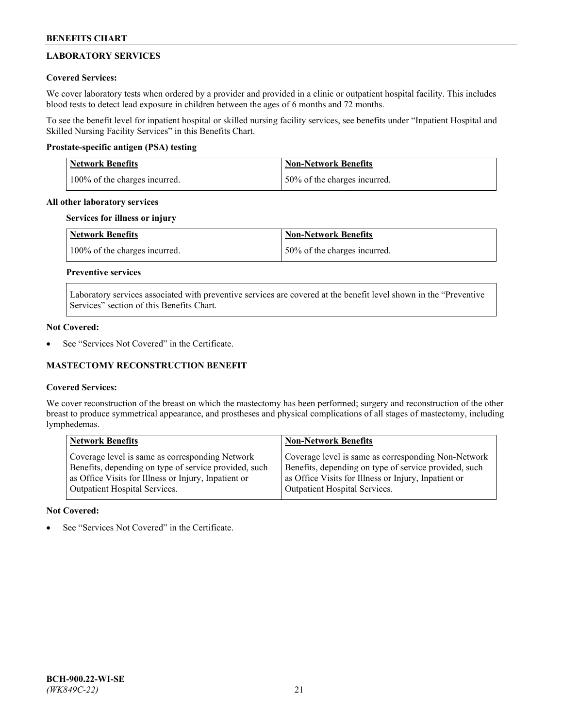## LABORATORY SERVICES

**Covered Services:**

We cover laboratory tests when ordered by a provider and provided in a clinic or outpatient hospital facility. This includes blood tests to detect lead exposure in children between the ages of 6 months and 72 months.

To see the benefit level for inpatient hospital or skilled nursing facility services, see benefits under "Inpatient Hospital and Skilled Nursing Facility Services" in this Benefits Chart.

**Prostate-specific antigen (PSA) testing**

| Network Benefits | Non-Network Benefits |
|---|---|
| 100% of the charges incurred. | 50% of the charges incurred. |

**All other laboratory services**

**Services for illness or injury**

| Network Benefits | Non-Network Benefits |
|---|---|
| 100% of the charges incurred. | 50% of the charges incurred. |

**Preventive services**

Laboratory services associated with preventive services are covered at the benefit level shown in the "Preventive Services" section of this Benefits Chart.

**Not Covered:**

- See "Services Not Covered" in the Certificate.

## MASTECTOMY RECONSTRUCTION BENEFIT

**Covered Services:**

We cover reconstruction of the breast on which the mastectomy has been performed; surgery and reconstruction of the other breast to produce symmetrical appearance, and prostheses and physical complications of all stages of mastectomy, including lymphedemas.

| Network Benefits | Non-Network Benefits |
|---|---|
| Coverage level is same as corresponding Network Benefits, depending on type of service provided, such as Office Visits for Illness or Injury, Inpatient or Outpatient Hospital Services. | Coverage level is same as corresponding Non-Network Benefits, depending on type of service provided, such as Office Visits for Illness or Injury, Inpatient or Outpatient Hospital Services. |

**Not Covered:**

- See "Services Not Covered" in the Certificate.

**BCH-900.22-WI-SE**
*(WK849C-22)*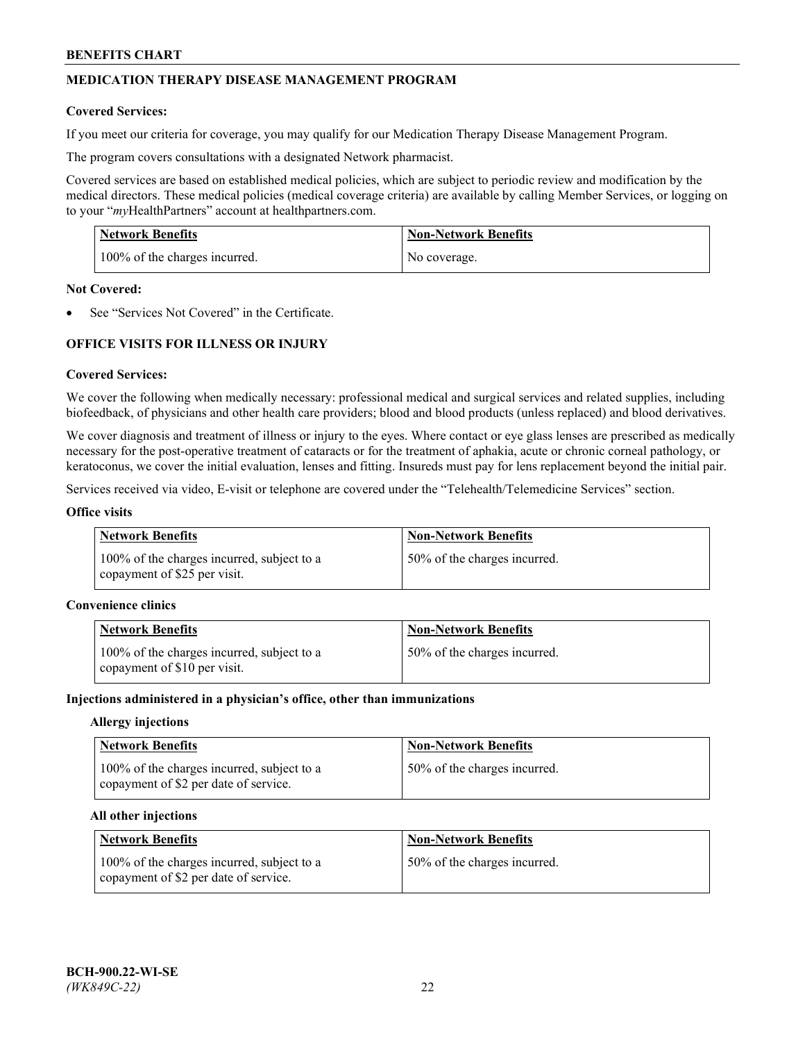## MEDICATION THERAPY DISEASE MANAGEMENT PROGRAM

**Covered Services:**

If you meet our criteria for coverage, you may qualify for our Medication Therapy Disease Management Program.

The program covers consultations with a designated Network pharmacist.

Covered services are based on established medical policies, which are subject to periodic review and modification by the medical directors. These medical policies (medical coverage criteria) are available by calling Member Services, or logging on to your "*my*HealthPartners" account at healthpartners.com.

| Network Benefits | Non-Network Benefits |
|---|---|
| 100% of the charges incurred. | No coverage. |

**Not Covered:**

- See "Services Not Covered" in the Certificate.

## OFFICE VISITS FOR ILLNESS OR INJURY

**Covered Services:**

We cover the following when medically necessary: professional medical and surgical services and related supplies, including biofeedback, of physicians and other health care providers; blood and blood products (unless replaced) and blood derivatives.

We cover diagnosis and treatment of illness or injury to the eyes. Where contact or eye glass lenses are prescribed as medically necessary for the post-operative treatment of cataracts or for the treatment of aphakia, acute or chronic corneal pathology, or keratoconus, we cover the initial evaluation, lenses and fitting. Insureds must pay for lens replacement beyond the initial pair.

Services received via video, E-visit or telephone are covered under the "Telehealth/Telemedicine Services" section.

**Office visits**

| Network Benefits | Non-Network Benefits |
|---|---|
| 100% of the charges incurred, subject to a copayment of $25 per visit. | 50% of the charges incurred. |

**Convenience clinics**

| Network Benefits | Non-Network Benefits |
|---|---|
| 100% of the charges incurred, subject to a copayment of $10 per visit. | 50% of the charges incurred. |

**Injections administered in a physician's office, other than immunizations**

**Allergy injections**

| Network Benefits | Non-Network Benefits |
|---|---|
| 100% of the charges incurred, subject to a copayment of $2 per date of service. | 50% of the charges incurred. |

**All other injections**

| Network Benefits | Non-Network Benefits |
|---|---|
| 100% of the charges incurred, subject to a copayment of $2 per date of service. | 50% of the charges incurred. |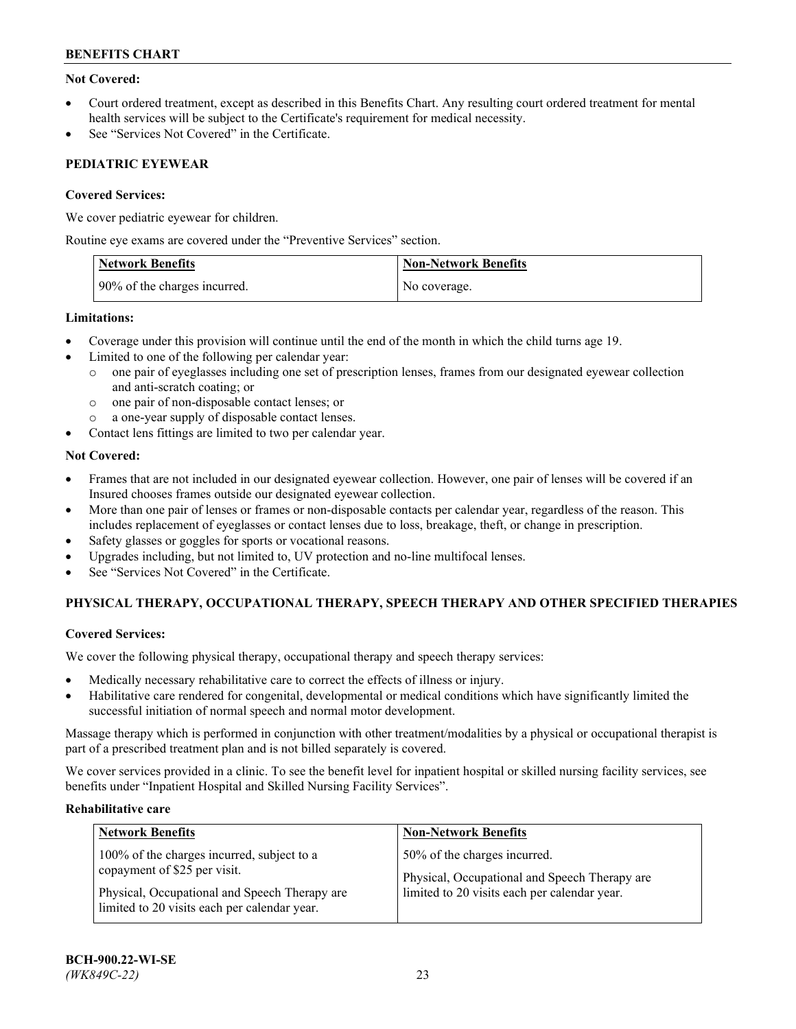**Not Covered:**

- Court ordered treatment, except as described in this Benefits Chart. Any resulting court ordered treatment for mental health services will be subject to the Certificate's requirement for medical necessity.
- See "Services Not Covered" in the Certificate.

**PEDIATRIC EYEWEAR**

**Covered Services:**

We cover pediatric eyewear for children.

Routine eye exams are covered under the "Preventive Services" section.

| Network Benefits | Non-Network Benefits |
|---|---|
| 90% of the charges incurred. | No coverage. |

**Limitations:**

- Coverage under this provision will continue until the end of the month in which the child turns age 19.
- Limited to one of the following per calendar year:
  - one pair of eyeglasses including one set of prescription lenses, frames from our designated eyewear collection and anti-scratch coating; or
  - one pair of non-disposable contact lenses; or
  - a one-year supply of disposable contact lenses.
- Contact lens fittings are limited to two per calendar year.

**Not Covered:**

- Frames that are not included in our designated eyewear collection. However, one pair of lenses will be covered if an Insured chooses frames outside our designated eyewear collection.
- More than one pair of lenses or frames or non-disposable contacts per calendar year, regardless of the reason. This includes replacement of eyeglasses or contact lenses due to loss, breakage, theft, or change in prescription.
- Safety glasses or goggles for sports or vocational reasons.
- Upgrades including, but not limited to, UV protection and no-line multifocal lenses.
- See "Services Not Covered" in the Certificate.

**PHYSICAL THERAPY, OCCUPATIONAL THERAPY, SPEECH THERAPY AND OTHER SPECIFIED THERAPIES**

**Covered Services:**

We cover the following physical therapy, occupational therapy and speech therapy services:

- Medically necessary rehabilitative care to correct the effects of illness or injury.
- Habilitative care rendered for congenital, developmental or medical conditions which have significantly limited the successful initiation of normal speech and normal motor development.

Massage therapy which is performed in conjunction with other treatment/modalities by a physical or occupational therapist is part of a prescribed treatment plan and is not billed separately is covered.

We cover services provided in a clinic. To see the benefit level for inpatient hospital or skilled nursing facility services, see benefits under "Inpatient Hospital and Skilled Nursing Facility Services".

**Rehabilitative care**

| Network Benefits | Non-Network Benefits |
|---|---|
| 100% of the charges incurred, subject to a copayment of $25 per visit.<br><br>Physical, Occupational and Speech Therapy are limited to 20 visits each per calendar year. | 50% of the charges incurred.<br><br>Physical, Occupational and Speech Therapy are limited to 20 visits each per calendar year. |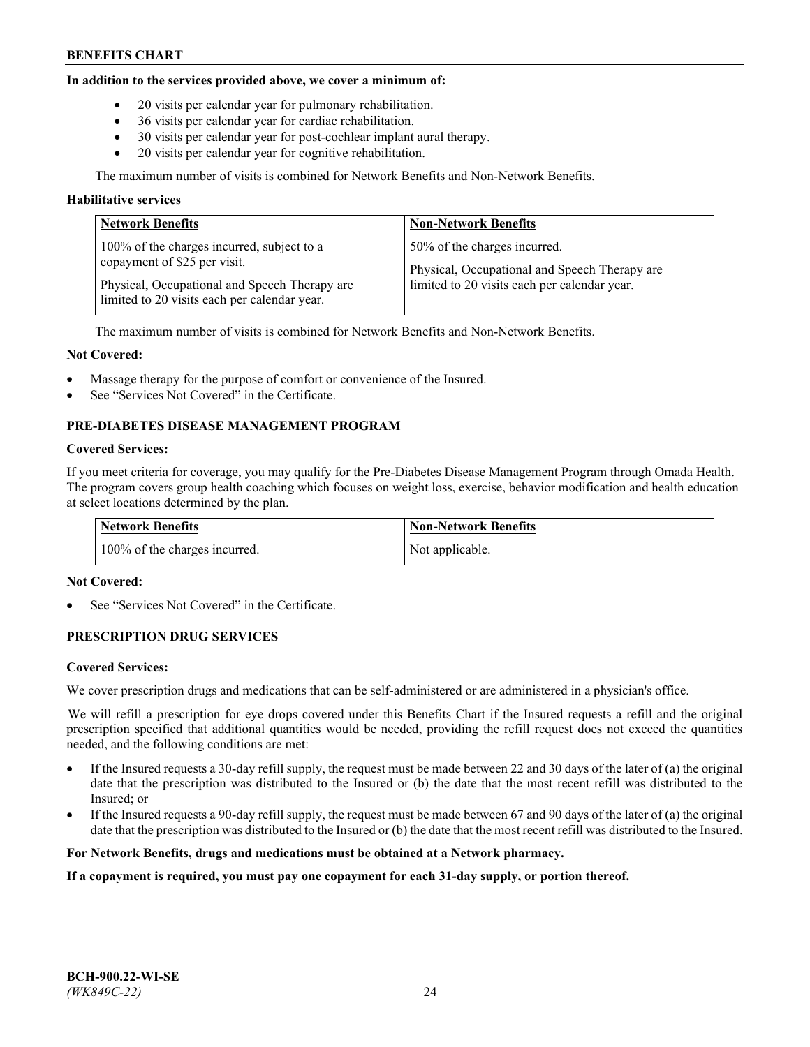**In addition to the services provided above, we cover a minimum of:**

- 20 visits per calendar year for pulmonary rehabilitation.
- 36 visits per calendar year for cardiac rehabilitation.
- 30 visits per calendar year for post-cochlear implant aural therapy.
- 20 visits per calendar year for cognitive rehabilitation.

The maximum number of visits is combined for Network Benefits and Non-Network Benefits.

**Habilitative services**

| Network Benefits | Non-Network Benefits |
| --- | --- |
| 100% of the charges incurred, subject to a copayment of $25 per visit.<br><br>Physical, Occupational and Speech Therapy are limited to 20 visits each per calendar year. | 50% of the charges incurred.<br><br>Physical, Occupational and Speech Therapy are limited to 20 visits each per calendar year. |

The maximum number of visits is combined for Network Benefits and Non-Network Benefits.

**Not Covered:**

- Massage therapy for the purpose of comfort or convenience of the Insured.
- See "Services Not Covered" in the Certificate.

### PRE-DIABETES DISEASE MANAGEMENT PROGRAM

**Covered Services:**

If you meet criteria for coverage, you may qualify for the Pre-Diabetes Disease Management Program through Omada Health. The program covers group health coaching which focuses on weight loss, exercise, behavior modification and health education at select locations determined by the plan.

| Network Benefits | Non-Network Benefits |
| --- | --- |
| 100% of the charges incurred. | Not applicable. |

**Not Covered:**

- See "Services Not Covered" in the Certificate.

### PRESCRIPTION DRUG SERVICES

**Covered Services:**

We cover prescription drugs and medications that can be self-administered or are administered in a physician's office.

We will refill a prescription for eye drops covered under this Benefits Chart if the Insured requests a refill and the original prescription specified that additional quantities would be needed, providing the refill request does not exceed the quantities needed, and the following conditions are met:

- If the Insured requests a 30-day refill supply, the request must be made between 22 and 30 days of the later of (a) the original date that the prescription was distributed to the Insured or (b) the date that the most recent refill was distributed to the Insured; or
- If the Insured requests a 90-day refill supply, the request must be made between 67 and 90 days of the later of (a) the original date that the prescription was distributed to the Insured or (b) the date that the most recent refill was distributed to the Insured.

**For Network Benefits, drugs and medications must be obtained at a Network pharmacy.**

**If a copayment is required, you must pay one copayment for each 31-day supply, or portion thereof.**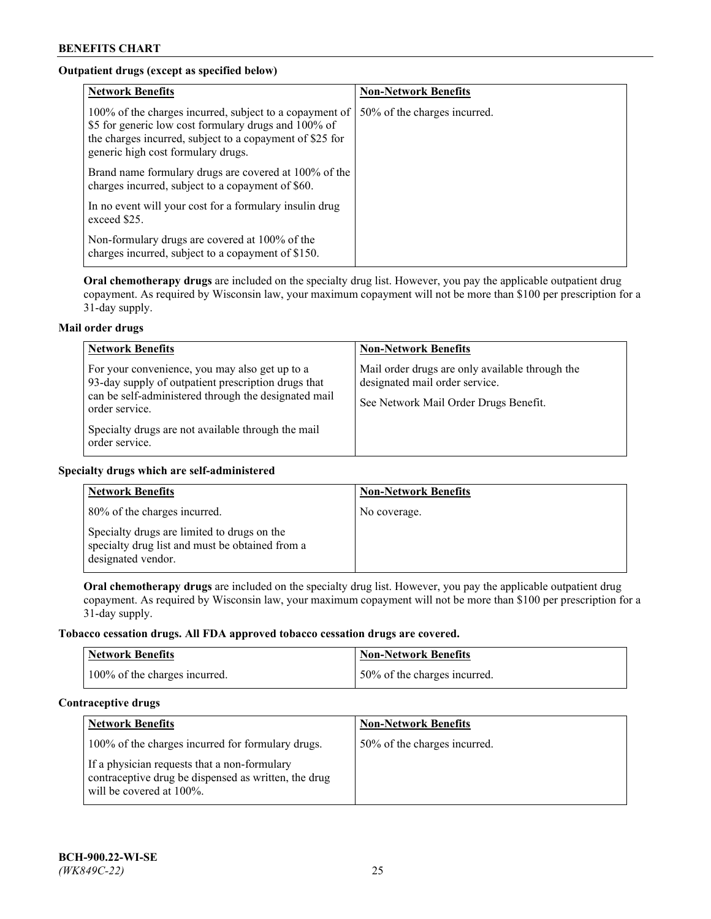**Outpatient drugs (except as specified below)**

| Network Benefits | Non-Network Benefits |
|---|---|
| 100% of the charges incurred, subject to a copayment of $5 for generic low cost formulary drugs and 100% of the charges incurred, subject to a copayment of $25 for generic high cost formulary drugs.<br><br>Brand name formulary drugs are covered at 100% of the charges incurred, subject to a copayment of $60.<br><br>In no event will your cost for a formulary insulin drug exceed $25.<br><br>Non-formulary drugs are covered at 100% of the charges incurred, subject to a copayment of $150. | 50% of the charges incurred. |

**Oral chemotherapy drugs** are included on the specialty drug list. However, you pay the applicable outpatient drug copayment. As required by Wisconsin law, your maximum copayment will not be more than $100 per prescription for a 31-day supply.

**Mail order drugs**

| Network Benefits | Non-Network Benefits |
|---|---|
| For your convenience, you may also get up to a 93-day supply of outpatient prescription drugs that can be self-administered through the designated mail order service.<br><br>Specialty drugs are not available through the mail order service. | Mail order drugs are only available through the designated mail order service.<br><br>See Network Mail Order Drugs Benefit. |

**Specialty drugs which are self-administered**

| Network Benefits | Non-Network Benefits |
|---|---|
| 80% of the charges incurred.<br><br>Specialty drugs are limited to drugs on the specialty drug list and must be obtained from a designated vendor. | No coverage. |

**Oral chemotherapy drugs** are included on the specialty drug list. However, you pay the applicable outpatient drug copayment. As required by Wisconsin law, your maximum copayment will not be more than $100 per prescription for a 31-day supply.

**Tobacco cessation drugs. All FDA approved tobacco cessation drugs are covered.**

| Network Benefits | Non-Network Benefits |
|---|---|
| 100% of the charges incurred. | 50% of the charges incurred. |

**Contraceptive drugs**

| Network Benefits | Non-Network Benefits |
|---|---|
| 100% of the charges incurred for formulary drugs.<br><br>If a physician requests that a non-formulary contraceptive drug be dispensed as written, the drug will be covered at 100%. | 50% of the charges incurred. |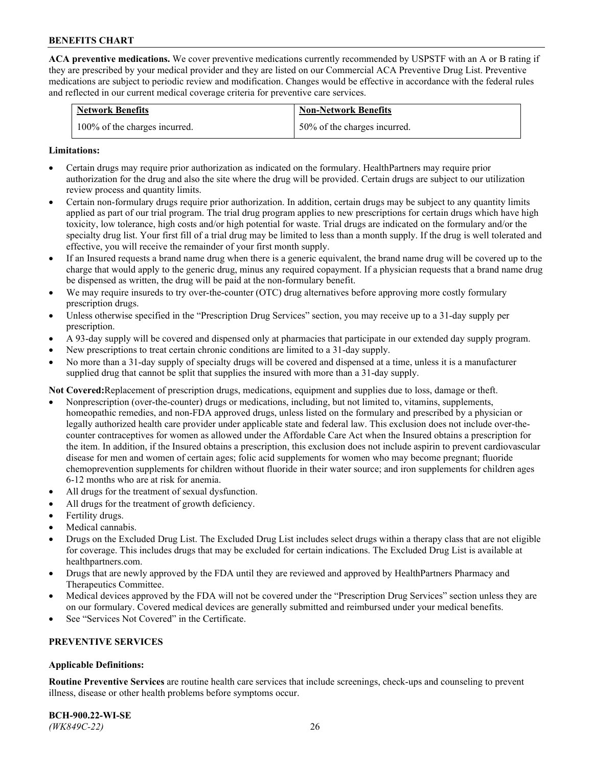**ACA preventive medications.** We cover preventive medications currently recommended by USPSTF with an A or B rating if they are prescribed by your medical provider and they are listed on our Commercial ACA Preventive Drug List. Preventive medications are subject to periodic review and modification. Changes would be effective in accordance with the federal rules and reflected in our current medical coverage criteria for preventive care services.

| Network Benefits | Non-Network Benefits |
| --- | --- |
| 100% of the charges incurred. | 50% of the charges incurred. |

**Limitations:**

- Certain drugs may require prior authorization as indicated on the formulary. HealthPartners may require prior authorization for the drug and also the site where the drug will be provided. Certain drugs are subject to our utilization review process and quantity limits.
- Certain non-formulary drugs require prior authorization. In addition, certain drugs may be subject to any quantity limits applied as part of our trial program. The trial drug program applies to new prescriptions for certain drugs which have high toxicity, low tolerance, high costs and/or high potential for waste. Trial drugs are indicated on the formulary and/or the specialty drug list. Your first fill of a trial drug may be limited to less than a month supply. If the drug is well tolerated and effective, you will receive the remainder of your first month supply.
- If an Insured requests a brand name drug when there is a generic equivalent, the brand name drug will be covered up to the charge that would apply to the generic drug, minus any required copayment. If a physician requests that a brand name drug be dispensed as written, the drug will be paid at the non-formulary benefit.
- We may require insureds to try over-the-counter (OTC) drug alternatives before approving more costly formulary prescription drugs.
- Unless otherwise specified in the "Prescription Drug Services" section, you may receive up to a 31-day supply per prescription.
- A 93-day supply will be covered and dispensed only at pharmacies that participate in our extended day supply program.
- New prescriptions to treat certain chronic conditions are limited to a 31-day supply.
- No more than a 31-day supply of specialty drugs will be covered and dispensed at a time, unless it is a manufacturer supplied drug that cannot be split that supplies the insured with more than a 31-day supply.

**Not Covered:**Replacement of prescription drugs, medications, equipment and supplies due to loss, damage or theft.

- Nonprescription (over-the-counter) drugs or medications, including, but not limited to, vitamins, supplements, homeopathic remedies, and non-FDA approved drugs, unless listed on the formulary and prescribed by a physician or legally authorized health care provider under applicable state and federal law. This exclusion does not include over-the-counter contraceptives for women as allowed under the Affordable Care Act when the Insured obtains a prescription for the item. In addition, if the Insured obtains a prescription, this exclusion does not include aspirin to prevent cardiovascular disease for men and women of certain ages; folic acid supplements for women who may become pregnant; fluoride chemoprevention supplements for children without fluoride in their water source; and iron supplements for children ages 6-12 months who are at risk for anemia.
- All drugs for the treatment of sexual dysfunction.
- All drugs for the treatment of growth deficiency.
- Fertility drugs.
- Medical cannabis.
- Drugs on the Excluded Drug List. The Excluded Drug List includes select drugs within a therapy class that are not eligible for coverage. This includes drugs that may be excluded for certain indications. The Excluded Drug List is available at healthpartners.com.
- Drugs that are newly approved by the FDA until they are reviewed and approved by HealthPartners Pharmacy and Therapeutics Committee.
- Medical devices approved by the FDA will not be covered under the "Prescription Drug Services" section unless they are on our formulary. Covered medical devices are generally submitted and reimbursed under your medical benefits.
- See "Services Not Covered" in the Certificate.

## PREVENTIVE SERVICES

**Applicable Definitions:**

**Routine Preventive Services** are routine health care services that include screenings, check-ups and counseling to prevent illness, disease or other health problems before symptoms occur.

**BCH-900.22-WI-SE**
*(WK849C-22)*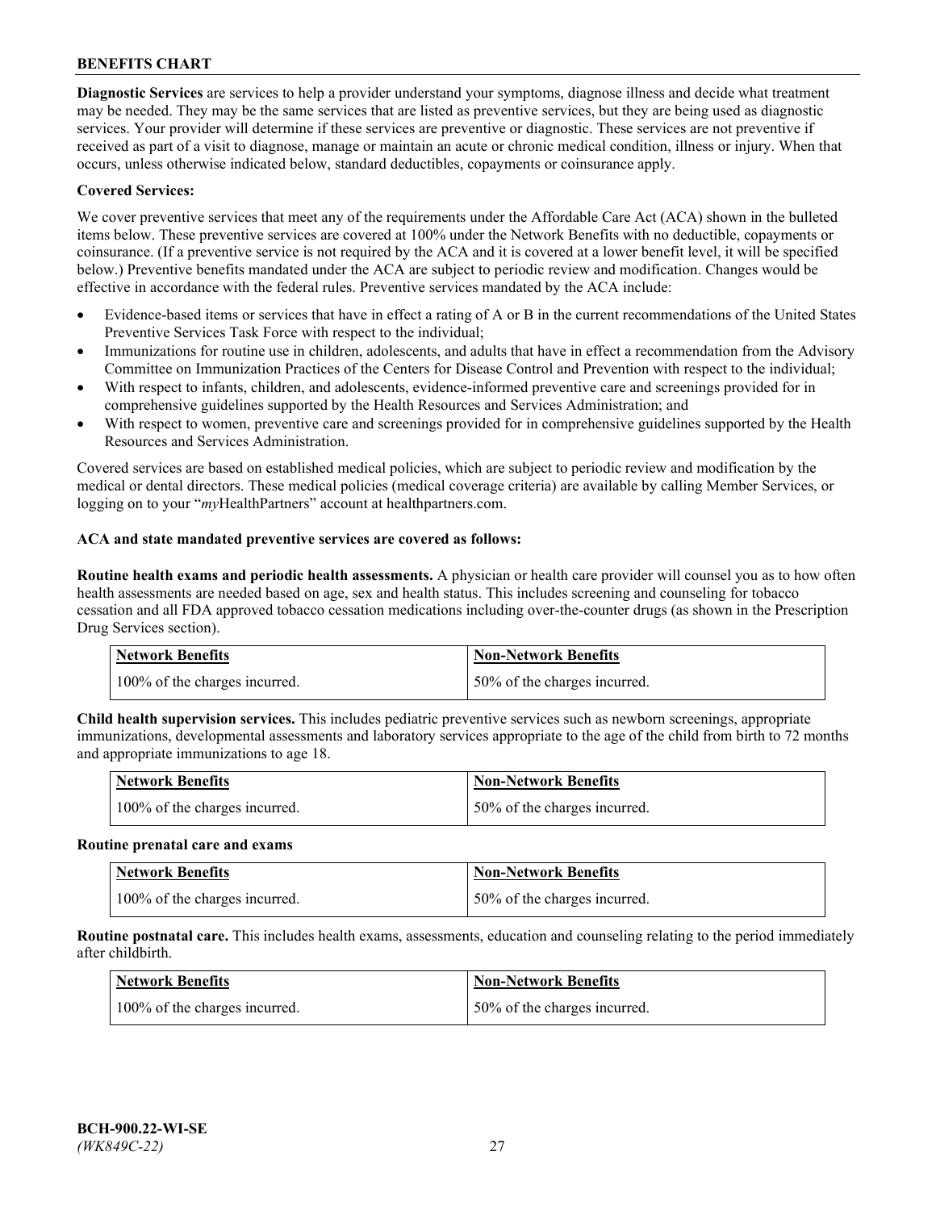**Diagnostic Services** are services to help a provider understand your symptoms, diagnose illness and decide what treatment may be needed. They may be the same services that are listed as preventive services, but they are being used as diagnostic services. Your provider will determine if these services are preventive or diagnostic. These services are not preventive if received as part of a visit to diagnose, manage or maintain an acute or chronic medical condition, illness or injury. When that occurs, unless otherwise indicated below, standard deductibles, copayments or coinsurance apply.

**Covered Services:**

We cover preventive services that meet any of the requirements under the Affordable Care Act (ACA) shown in the bulleted items below. These preventive services are covered at 100% under the Network Benefits with no deductible, copayments or coinsurance. (If a preventive service is not required by the ACA and it is covered at a lower benefit level, it will be specified below.) Preventive benefits mandated under the ACA are subject to periodic review and modification. Changes would be effective in accordance with the federal rules. Preventive services mandated by the ACA include:

- Evidence-based items or services that have in effect a rating of A or B in the current recommendations of the United States Preventive Services Task Force with respect to the individual;
- Immunizations for routine use in children, adolescents, and adults that have in effect a recommendation from the Advisory Committee on Immunization Practices of the Centers for Disease Control and Prevention with respect to the individual;
- With respect to infants, children, and adolescents, evidence-informed preventive care and screenings provided for in comprehensive guidelines supported by the Health Resources and Services Administration; and
- With respect to women, preventive care and screenings provided for in comprehensive guidelines supported by the Health Resources and Services Administration.

Covered services are based on established medical policies, which are subject to periodic review and modification by the medical or dental directors. These medical policies (medical coverage criteria) are available by calling Member Services, or logging on to your "*my*HealthPartners" account at healthpartners.com.

**ACA and state mandated preventive services are covered as follows:**

**Routine health exams and periodic health assessments.** A physician or health care provider will counsel you as to how often health assessments are needed based on age, sex and health status. This includes screening and counseling for tobacco cessation and all FDA approved tobacco cessation medications including over-the-counter drugs (as shown in the Prescription Drug Services section).

| Network Benefits | Non-Network Benefits |
|---|---|
| 100% of the charges incurred. | 50% of the charges incurred. |

**Child health supervision services.** This includes pediatric preventive services such as newborn screenings, appropriate immunizations, developmental assessments and laboratory services appropriate to the age of the child from birth to 72 months and appropriate immunizations to age 18.

| Network Benefits | Non-Network Benefits |
|---|---|
| 100% of the charges incurred. | 50% of the charges incurred. |

**Routine prenatal care and exams**

| Network Benefits | Non-Network Benefits |
|---|---|
| 100% of the charges incurred. | 50% of the charges incurred. |

**Routine postnatal care.** This includes health exams, assessments, education and counseling relating to the period immediately after childbirth.

| Network Benefits | Non-Network Benefits |
|---|---|
| 100% of the charges incurred. | 50% of the charges incurred. |

**BCH-900.22-WI-SE**
*(WK849C-22)*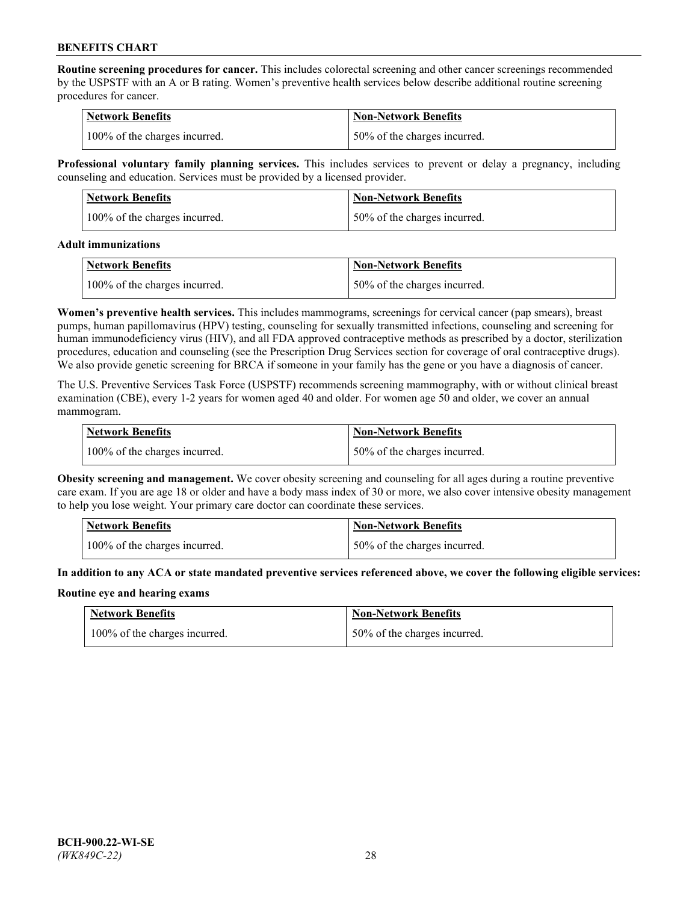**Routine screening procedures for cancer.** This includes colorectal screening and other cancer screenings recommended by the USPSTF with an A or B rating. Women's preventive health services below describe additional routine screening procedures for cancer.

| Network Benefits | Non-Network Benefits |
|---|---|
| 100% of the charges incurred. | 50% of the charges incurred. |

**Professional voluntary family planning services.** This includes services to prevent or delay a pregnancy, including counseling and education. Services must be provided by a licensed provider.

| Network Benefits | Non-Network Benefits |
|---|---|
| 100% of the charges incurred. | 50% of the charges incurred. |

**Adult immunizations**

| Network Benefits | Non-Network Benefits |
|---|---|
| 100% of the charges incurred. | 50% of the charges incurred. |

**Women's preventive health services.** This includes mammograms, screenings for cervical cancer (pap smears), breast pumps, human papillomavirus (HPV) testing, counseling for sexually transmitted infections, counseling and screening for human immunodeficiency virus (HIV), and all FDA approved contraceptive methods as prescribed by a doctor, sterilization procedures, education and counseling (see the Prescription Drug Services section for coverage of oral contraceptive drugs). We also provide genetic screening for BRCA if someone in your family has the gene or you have a diagnosis of cancer.

The U.S. Preventive Services Task Force (USPSTF) recommends screening mammography, with or without clinical breast examination (CBE), every 1-2 years for women aged 40 and older. For women age 50 and older, we cover an annual mammogram.

| Network Benefits | Non-Network Benefits |
|---|---|
| 100% of the charges incurred. | 50% of the charges incurred. |

**Obesity screening and management.** We cover obesity screening and counseling for all ages during a routine preventive care exam. If you are age 18 or older and have a body mass index of 30 or more, we also cover intensive obesity management to help you lose weight. Your primary care doctor can coordinate these services.

| Network Benefits | Non-Network Benefits |
|---|---|
| 100% of the charges incurred. | 50% of the charges incurred. |

**In addition to any ACA or state mandated preventive services referenced above, we cover the following eligible services:**

**Routine eye and hearing exams**

| Network Benefits | Non-Network Benefits |
|---|---|
| 100% of the charges incurred. | 50% of the charges incurred. |

**BCH-900.22-WI-SE**
*(WK849C-22)*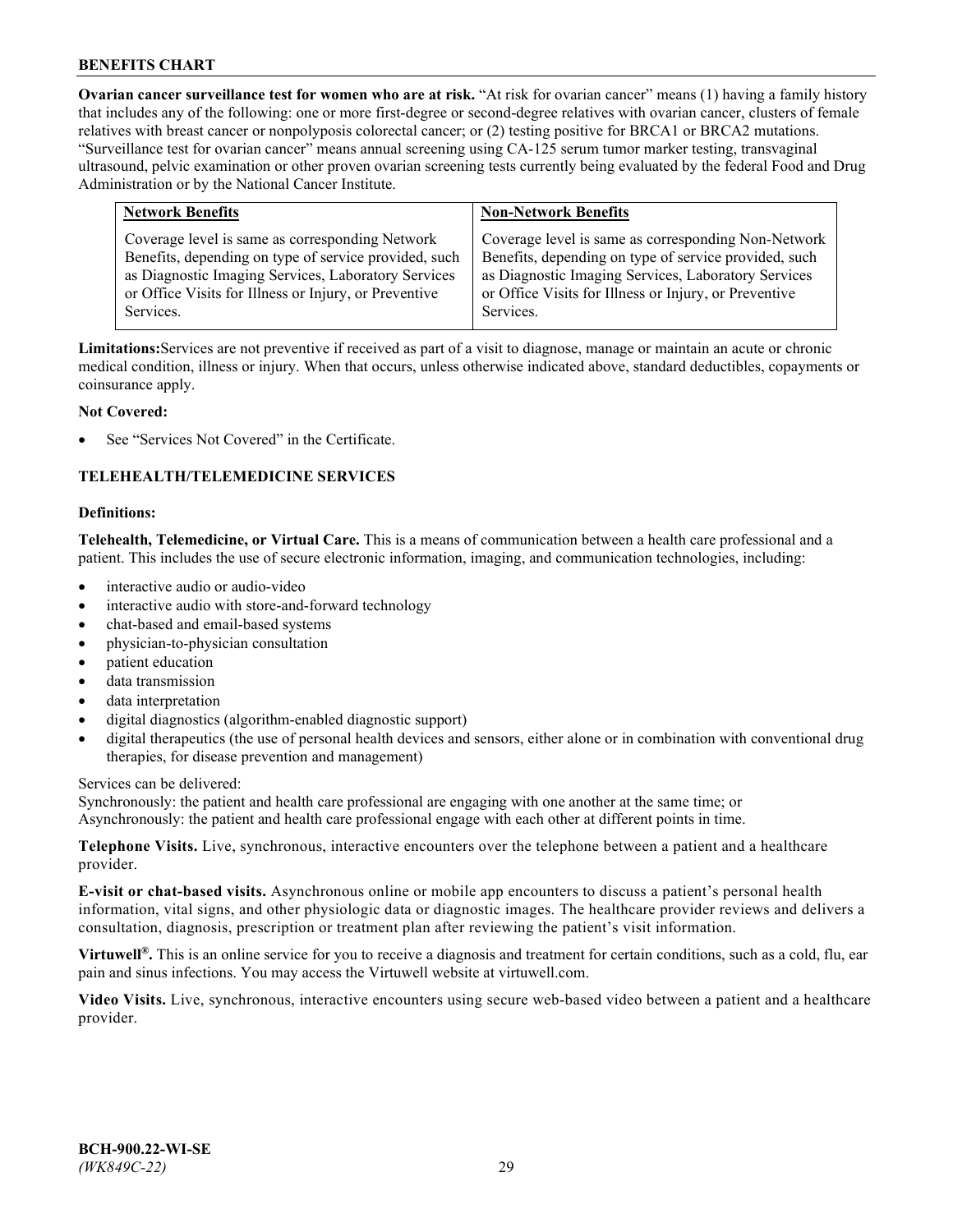**Ovarian cancer surveillance test for women who are at risk.** "At risk for ovarian cancer" means (1) having a family history that includes any of the following: one or more first-degree or second-degree relatives with ovarian cancer, clusters of female relatives with breast cancer or nonpolyposis colorectal cancer; or (2) testing positive for BRCA1 or BRCA2 mutations. "Surveillance test for ovarian cancer" means annual screening using CA-125 serum tumor marker testing, transvaginal ultrasound, pelvic examination or other proven ovarian screening tests currently being evaluated by the federal Food and Drug Administration or by the National Cancer Institute.

| Network Benefits | Non-Network Benefits |
|---|---|
| Coverage level is same as corresponding Network Benefits, depending on type of service provided, such as Diagnostic Imaging Services, Laboratory Services or Office Visits for Illness or Injury, or Preventive Services. | Coverage level is same as corresponding Non-Network Benefits, depending on type of service provided, such as Diagnostic Imaging Services, Laboratory Services or Office Visits for Illness or Injury, or Preventive Services. |

**Limitations:** Services are not preventive if received as part of a visit to diagnose, manage or maintain an acute or chronic medical condition, illness or injury. When that occurs, unless otherwise indicated above, standard deductibles, copayments or coinsurance apply.

**Not Covered:**

- See "Services Not Covered" in the Certificate.

## TELEHEALTH/TELEMEDICINE SERVICES

**Definitions:**

**Telehealth, Telemedicine, or Virtual Care.** This is a means of communication between a health care professional and a patient. This includes the use of secure electronic information, imaging, and communication technologies, including:

- interactive audio or audio-video
- interactive audio with store-and-forward technology
- chat-based and email-based systems
- physician-to-physician consultation
- patient education
- data transmission
- data interpretation
- digital diagnostics (algorithm-enabled diagnostic support)
- digital therapeutics (the use of personal health devices and sensors, either alone or in combination with conventional drug therapies, for disease prevention and management)

Services can be delivered:
Synchronously: the patient and health care professional are engaging with one another at the same time; or
Asynchronously: the patient and health care professional engage with each other at different points in time.

**Telephone Visits.** Live, synchronous, interactive encounters over the telephone between a patient and a healthcare provider.

**E-visit or chat-based visits.** Asynchronous online or mobile app encounters to discuss a patient's personal health information, vital signs, and other physiologic data or diagnostic images. The healthcare provider reviews and delivers a consultation, diagnosis, prescription or treatment plan after reviewing the patient's visit information.

**Virtuwell®.** This is an online service for you to receive a diagnosis and treatment for certain conditions, such as a cold, flu, ear pain and sinus infections. You may access the Virtuwell website at virtuwell.com.

**Video Visits.** Live, synchronous, interactive encounters using secure web-based video between a patient and a healthcare provider.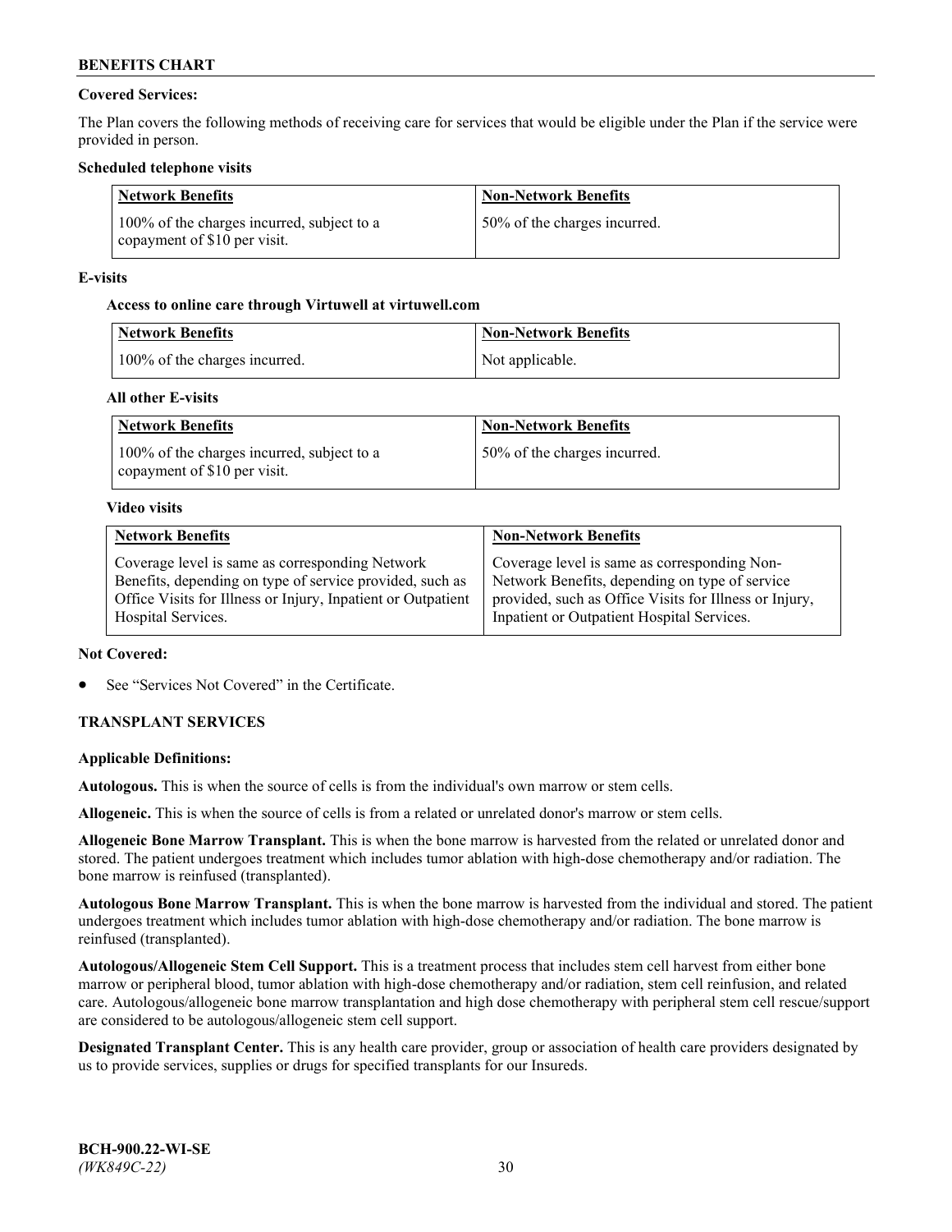**Covered Services:**

The Plan covers the following methods of receiving care for services that would be eligible under the Plan if the service were provided in person.

**Scheduled telephone visits**

| Network Benefits | Non-Network Benefits |
|---|---|
| 100% of the charges incurred, subject to a copayment of $10 per visit. | 50% of the charges incurred. |

**E-visits**

**Access to online care through Virtuwell at virtuwell.com**

| Network Benefits | Non-Network Benefits |
|---|---|
| 100% of the charges incurred. | Not applicable. |

**All other E-visits**

| Network Benefits | Non-Network Benefits |
|---|---|
| 100% of the charges incurred, subject to a copayment of $10 per visit. | 50% of the charges incurred. |

**Video visits**

| Network Benefits | Non-Network Benefits |
|---|---|
| Coverage level is same as corresponding Network Benefits, depending on type of service provided, such as Office Visits for Illness or Injury, Inpatient or Outpatient Hospital Services. | Coverage level is same as corresponding Non-Network Benefits, depending on type of service provided, such as Office Visits for Illness or Injury, Inpatient or Outpatient Hospital Services. |

**Not Covered:**

- See "Services Not Covered" in the Certificate.

## TRANSPLANT SERVICES

**Applicable Definitions:**

**Autologous.** This is when the source of cells is from the individual's own marrow or stem cells.

**Allogeneic.** This is when the source of cells is from a related or unrelated donor's marrow or stem cells.

**Allogeneic Bone Marrow Transplant.** This is when the bone marrow is harvested from the related or unrelated donor and stored. The patient undergoes treatment which includes tumor ablation with high-dose chemotherapy and/or radiation. The bone marrow is reinfused (transplanted).

**Autologous Bone Marrow Transplant.** This is when the bone marrow is harvested from the individual and stored. The patient undergoes treatment which includes tumor ablation with high-dose chemotherapy and/or radiation. The bone marrow is reinfused (transplanted).

**Autologous/Allogeneic Stem Cell Support.** This is a treatment process that includes stem cell harvest from either bone marrow or peripheral blood, tumor ablation with high-dose chemotherapy and/or radiation, stem cell reinfusion, and related care. Autologous/allogeneic bone marrow transplantation and high dose chemotherapy with peripheral stem cell rescue/support are considered to be autologous/allogeneic stem cell support.

**Designated Transplant Center.** This is any health care provider, group or association of health care providers designated by us to provide services, supplies or drugs for specified transplants for our Insureds.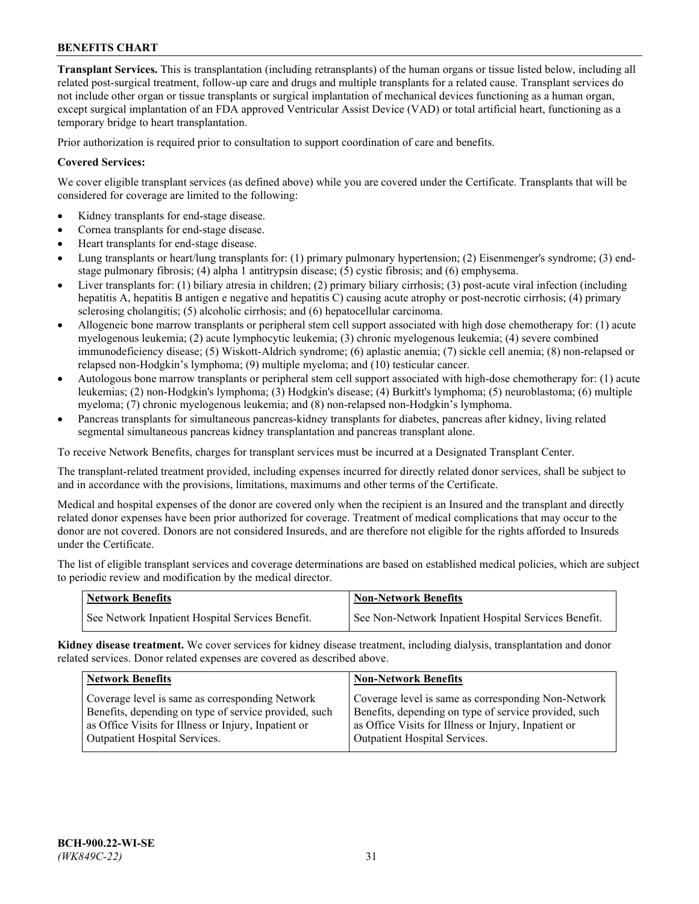**Transplant Services.** This is transplantation (including retransplants) of the human organs or tissue listed below, including all related post-surgical treatment, follow-up care and drugs and multiple transplants for a related cause. Transplant services do not include other organ or tissue transplants or surgical implantation of mechanical devices functioning as a human organ, except surgical implantation of an FDA approved Ventricular Assist Device (VAD) or total artificial heart, functioning as a temporary bridge to heart transplantation.

Prior authorization is required prior to consultation to support coordination of care and benefits.

**Covered Services:**

We cover eligible transplant services (as defined above) while you are covered under the Certificate. Transplants that will be considered for coverage are limited to the following:

- Kidney transplants for end-stage disease.
- Cornea transplants for end-stage disease.
- Heart transplants for end-stage disease.
- Lung transplants or heart/lung transplants for: (1) primary pulmonary hypertension; (2) Eisenmenger's syndrome; (3) end-stage pulmonary fibrosis; (4) alpha 1 antitrypsin disease; (5) cystic fibrosis; and (6) emphysema.
- Liver transplants for: (1) biliary atresia in children; (2) primary biliary cirrhosis; (3) post-acute viral infection (including hepatitis A, hepatitis B antigen e negative and hepatitis C) causing acute atrophy or post-necrotic cirrhosis; (4) primary sclerosing cholangitis; (5) alcoholic cirrhosis; and (6) hepatocellular carcinoma.
- Allogeneic bone marrow transplants or peripheral stem cell support associated with high dose chemotherapy for: (1) acute myelogenous leukemia; (2) acute lymphocytic leukemia; (3) chronic myelogenous leukemia; (4) severe combined immunodeficiency disease; (5) Wiskott-Aldrich syndrome; (6) aplastic anemia; (7) sickle cell anemia; (8) non-relapsed or relapsed non-Hodgkin's lymphoma; (9) multiple myeloma; and (10) testicular cancer.
- Autologous bone marrow transplants or peripheral stem cell support associated with high-dose chemotherapy for: (1) acute leukemias; (2) non-Hodgkin's lymphoma; (3) Hodgkin's disease; (4) Burkitt's lymphoma; (5) neuroblastoma; (6) multiple myeloma; (7) chronic myelogenous leukemia; and (8) non-relapsed non-Hodgkin's lymphoma.
- Pancreas transplants for simultaneous pancreas-kidney transplants for diabetes, pancreas after kidney, living related segmental simultaneous pancreas kidney transplantation and pancreas transplant alone.

To receive Network Benefits, charges for transplant services must be incurred at a Designated Transplant Center.

The transplant-related treatment provided, including expenses incurred for directly related donor services, shall be subject to and in accordance with the provisions, limitations, maximums and other terms of the Certificate.

Medical and hospital expenses of the donor are covered only when the recipient is an Insured and the transplant and directly related donor expenses have been prior authorized for coverage. Treatment of medical complications that may occur to the donor are not covered. Donors are not considered Insureds, and are therefore not eligible for the rights afforded to Insureds under the Certificate.

The list of eligible transplant services and coverage determinations are based on established medical policies, which are subject to periodic review and modification by the medical director.

| Network Benefits | Non-Network Benefits |
|---|---|
| See Network Inpatient Hospital Services Benefit. | See Non-Network Inpatient Hospital Services Benefit. |

**Kidney disease treatment.** We cover services for kidney disease treatment, including dialysis, transplantation and donor related services. Donor related expenses are covered as described above.

| Network Benefits | Non-Network Benefits |
|---|---|
| Coverage level is same as corresponding Network Benefits, depending on type of service provided, such as Office Visits for Illness or Injury, Inpatient or Outpatient Hospital Services. | Coverage level is same as corresponding Non-Network Benefits, depending on type of service provided, such as Office Visits for Illness or Injury, Inpatient or Outpatient Hospital Services. |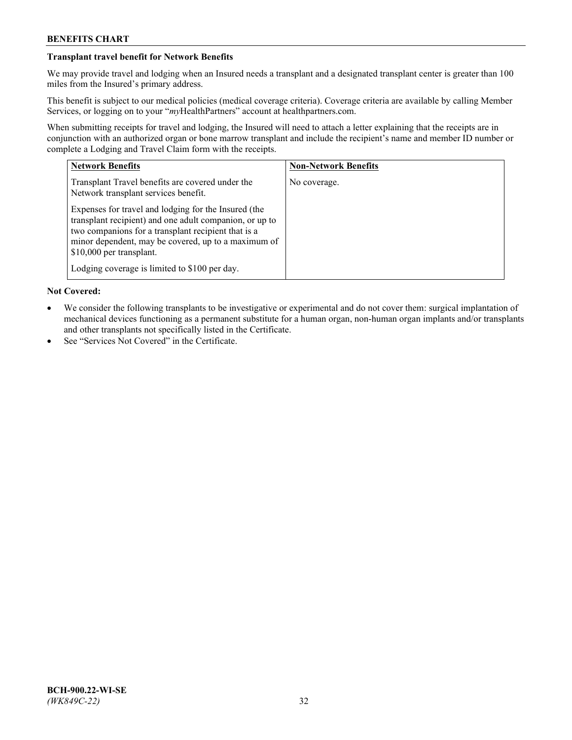**Transplant travel benefit for Network Benefits**

We may provide travel and lodging when an Insured needs a transplant and a designated transplant center is greater than 100 miles from the Insured's primary address.

This benefit is subject to our medical policies (medical coverage criteria). Coverage criteria are available by calling Member Services, or logging on to your "*my*HealthPartners" account at healthpartners.com.

When submitting receipts for travel and lodging, the Insured will need to attach a letter explaining that the receipts are in conjunction with an authorized organ or bone marrow transplant and include the recipient's name and member ID number or complete a Lodging and Travel Claim form with the receipts.

| Network Benefits | Non-Network Benefits |
|---|---|
| Transplant Travel benefits are covered under the Network transplant services benefit.<br><br>Expenses for travel and lodging for the Insured (the transplant recipient) and one adult companion, or up to two companions for a transplant recipient that is a minor dependent, may be covered, up to a maximum of $10,000 per transplant.<br><br>Lodging coverage is limited to $100 per day. | No coverage. |

**Not Covered:**

- We consider the following transplants to be investigative or experimental and do not cover them: surgical implantation of mechanical devices functioning as a permanent substitute for a human organ, non-human organ implants and/or transplants and other transplants not specifically listed in the Certificate.
- See "Services Not Covered" in the Certificate.

**BCH-900.22-WI-SE**
*(WK849C-22)*